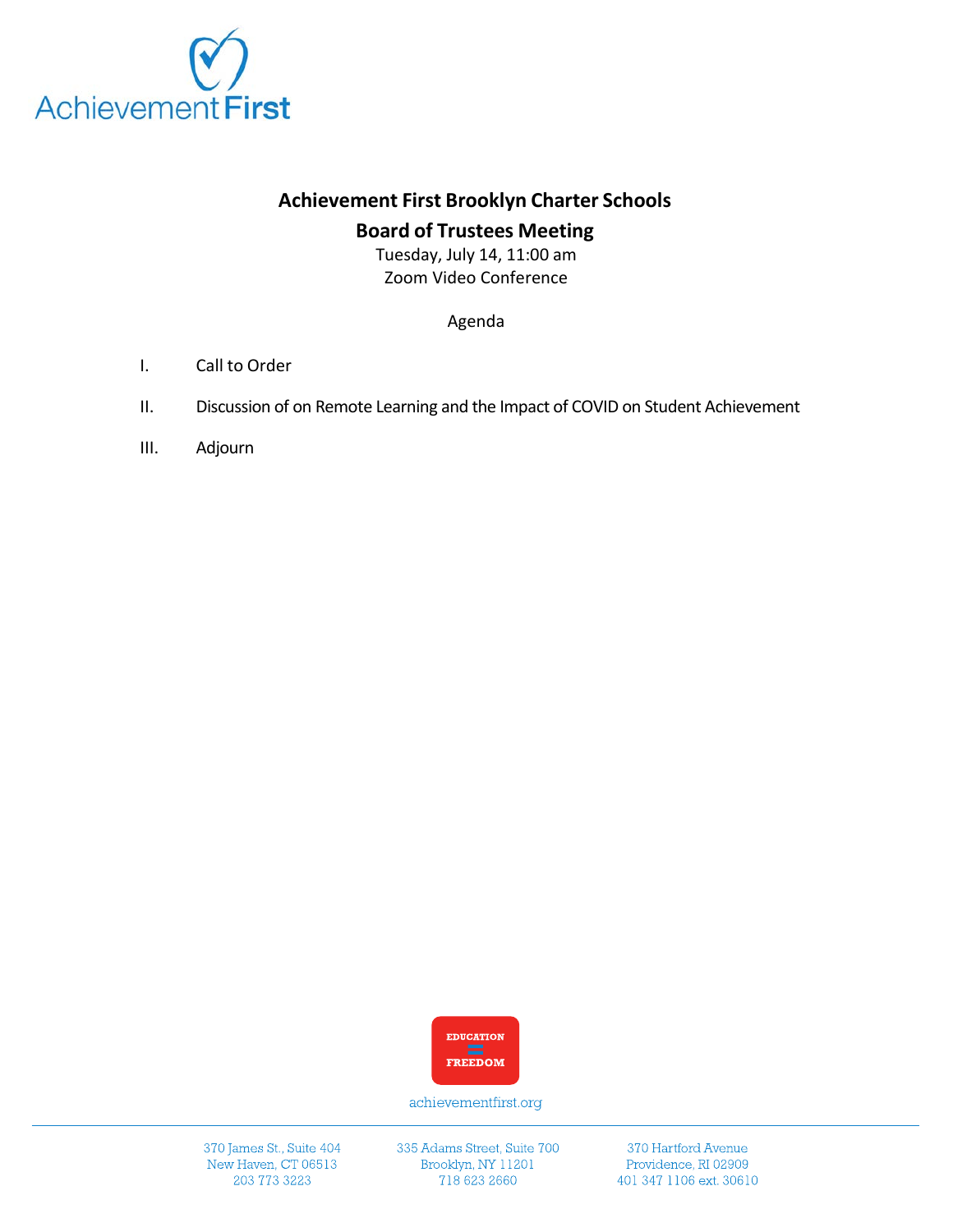Achievement First

# Achievement First Brooklyn Charter Schools

## Board of Trustees Meeting

Tuesday, July 14, 11:00 am
Zoom Video Conference

Agenda

I. Call to Order

II. Discussion of on Remote Learning and the Impact of COVID on Student Achievement

III. Adjourn

EDUCATION = FREEDOM

achievementfirst.org

370 James St., Suite 404
New Haven, CT 06513
203 773 3223

335 Adams Street, Suite 700
Brooklyn, NY 11201
718 623 2660

370 Hartford Avenue
Providence, RI 02909
401 347 1106 ext. 30610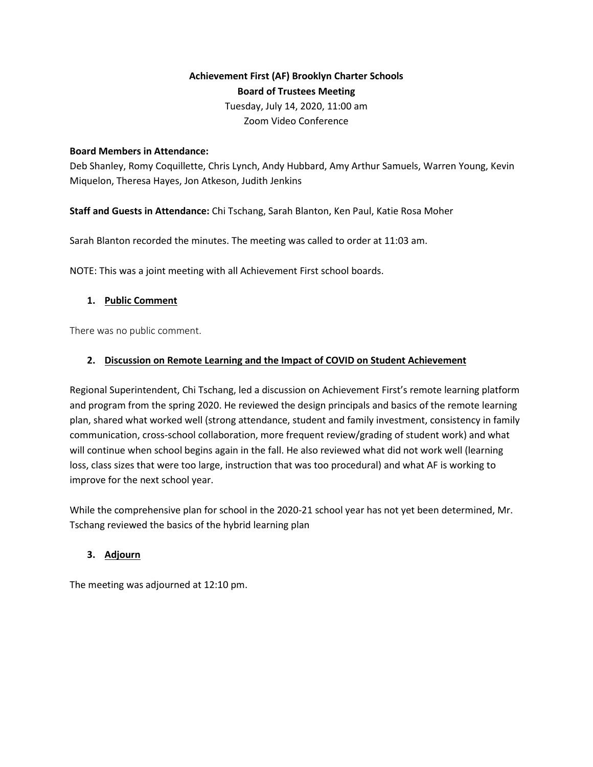**Achievement First (AF) Brooklyn Charter Schools**
**Board of Trustees Meeting**
Tuesday, July 14, 2020, 11:00 am
Zoom Video Conference

**Board Members in Attendance:**
Deb Shanley, Romy Coquillette, Chris Lynch, Andy Hubbard, Amy Arthur Samuels, Warren Young, Kevin Miquelon, Theresa Hayes, Jon Atkeson, Judith Jenkins

**Staff and Guests in Attendance:** Chi Tschang, Sarah Blanton, Ken Paul, Katie Rosa Moher

Sarah Blanton recorded the minutes. The meeting was called to order at 11:03 am.

NOTE: This was a joint meeting with all Achievement First school boards.

1. **Public Comment**

There was no public comment.

2. **Discussion on Remote Learning and the Impact of COVID on Student Achievement**

Regional Superintendent, Chi Tschang, led a discussion on Achievement First's remote learning platform and program from the spring 2020. He reviewed the design principals and basics of the remote learning plan, shared what worked well (strong attendance, student and family investment, consistency in family communication, cross-school collaboration, more frequent review/grading of student work) and what will continue when school begins again in the fall. He also reviewed what did not work well (learning loss, class sizes that were too large, instruction that was too procedural) and what AF is working to improve for the next school year.

While the comprehensive plan for school in the 2020-21 school year has not yet been determined, Mr. Tschang reviewed the basics of the hybrid learning plan

3. **Adjourn**

The meeting was adjourned at 12:10 pm.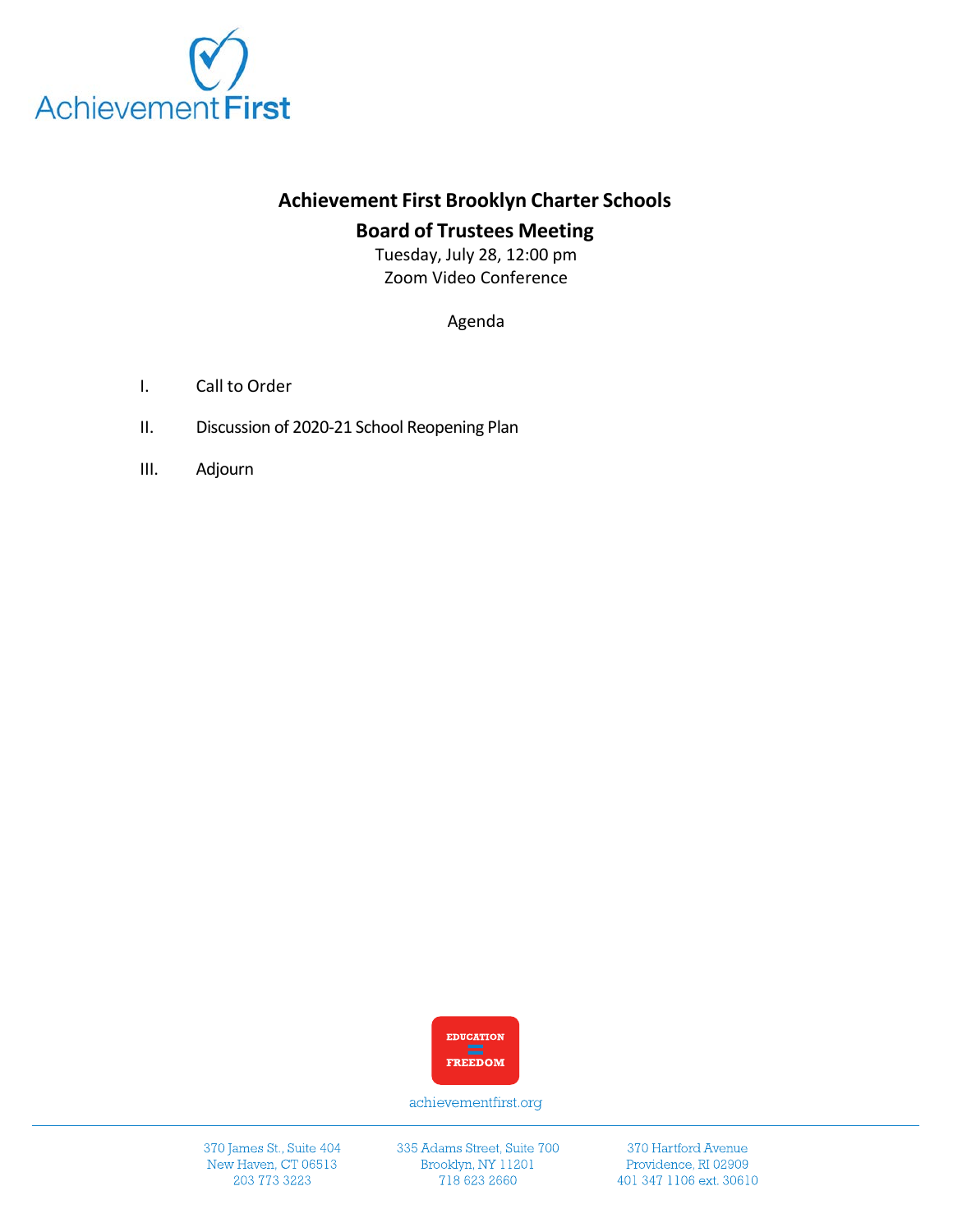Achievement First

# Achievement First Brooklyn Charter Schools

## Board of Trustees Meeting

Tuesday, July 28, 12:00 pm

Zoom Video Conference

Agenda

I. Call to Order

II. Discussion of 2020-21 School Reopening Plan

III. Adjourn

EDUCATION = FREEDOM

achievementfirst.org

370 James St., Suite 404
New Haven, CT 06513
203 773 3223

335 Adams Street, Suite 700
Brooklyn, NY 11201
718 623 2660

370 Hartford Avenue
Providence, RI 02909
401 347 1106 ext. 30610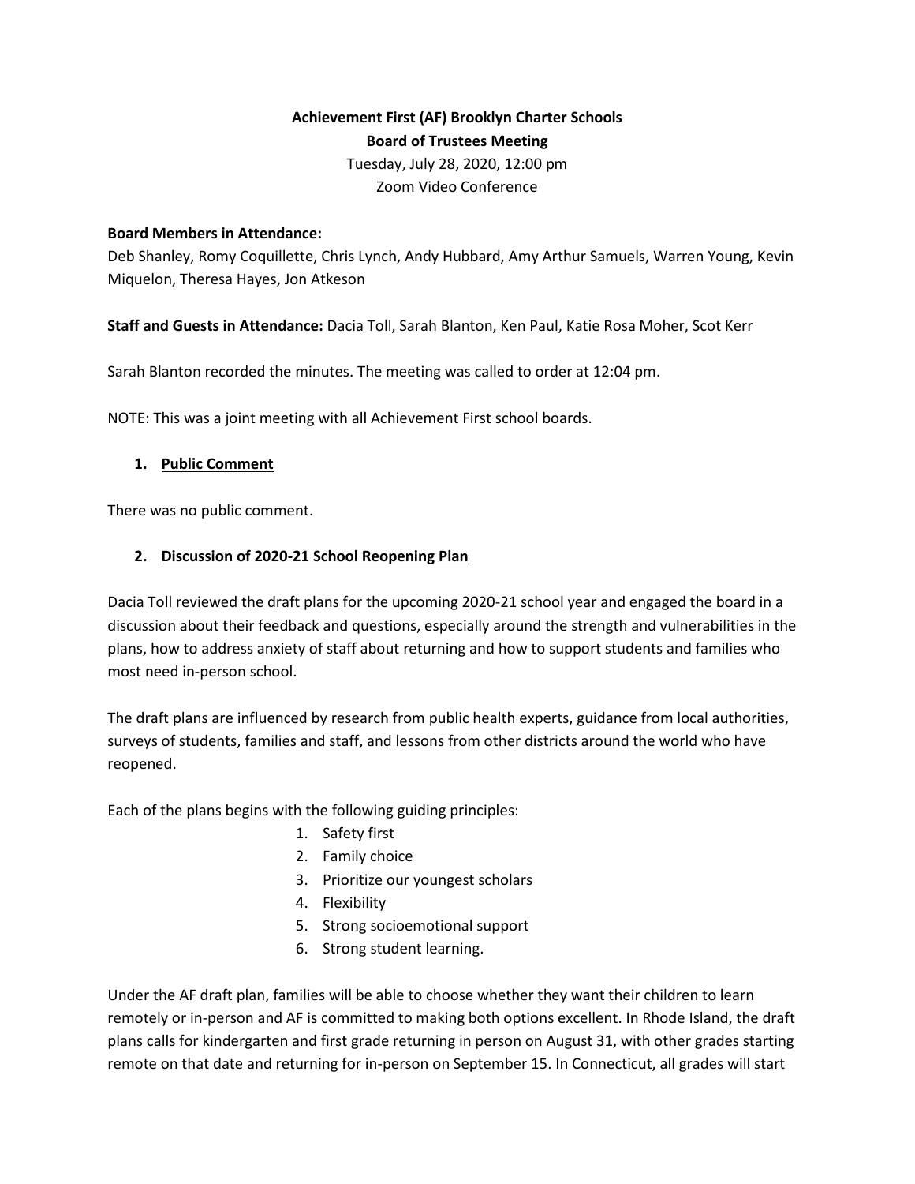**Achievement First (AF) Brooklyn Charter Schools**
**Board of Trustees Meeting**
Tuesday, July 28, 2020, 12:00 pm
Zoom Video Conference

**Board Members in Attendance:**
Deb Shanley, Romy Coquillette, Chris Lynch, Andy Hubbard, Amy Arthur Samuels, Warren Young, Kevin Miquelon, Theresa Hayes, Jon Atkeson

**Staff and Guests in Attendance:** Dacia Toll, Sarah Blanton, Ken Paul, Katie Rosa Moher, Scot Kerr

Sarah Blanton recorded the minutes. The meeting was called to order at 12:04 pm.

NOTE: This was a joint meeting with all Achievement First school boards.

1. **Public Comment**

There was no public comment.

2. **Discussion of 2020-21 School Reopening Plan**

Dacia Toll reviewed the draft plans for the upcoming 2020-21 school year and engaged the board in a discussion about their feedback and questions, especially around the strength and vulnerabilities in the plans, how to address anxiety of staff about returning and how to support students and families who most need in-person school.

The draft plans are influenced by research from public health experts, guidance from local authorities, surveys of students, families and staff, and lessons from other districts around the world who have reopened.

Each of the plans begins with the following guiding principles:

1. Safety first
2. Family choice
3. Prioritize our youngest scholars
4. Flexibility
5. Strong socioemotional support
6. Strong student learning.

Under the AF draft plan, families will be able to choose whether they want their children to learn remotely or in-person and AF is committed to making both options excellent. In Rhode Island, the draft plans calls for kindergarten and first grade returning in person on August 31, with other grades starting remote on that date and returning for in-person on September 15. In Connecticut, all grades will start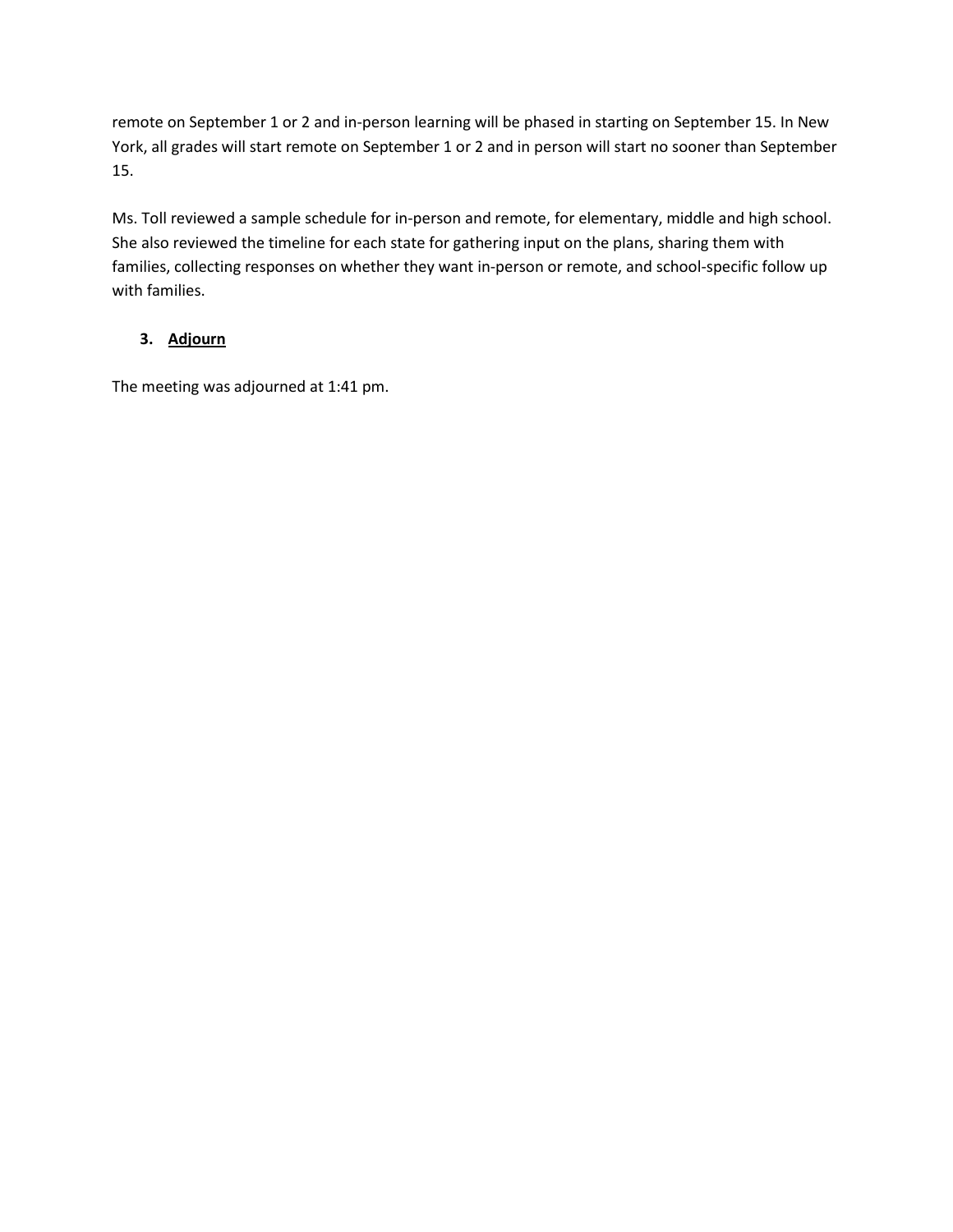remote on September 1 or 2 and in-person learning will be phased in starting on September 15. In New York, all grades will start remote on September 1 or 2 and in person will start no sooner than September 15.

Ms. Toll reviewed a sample schedule for in-person and remote, for elementary, middle and high school. She also reviewed the timeline for each state for gathering input on the plans, sharing them with families, collecting responses on whether they want in-person or remote, and school-specific follow up with families.

### 3. Adjourn

The meeting was adjourned at 1:41 pm.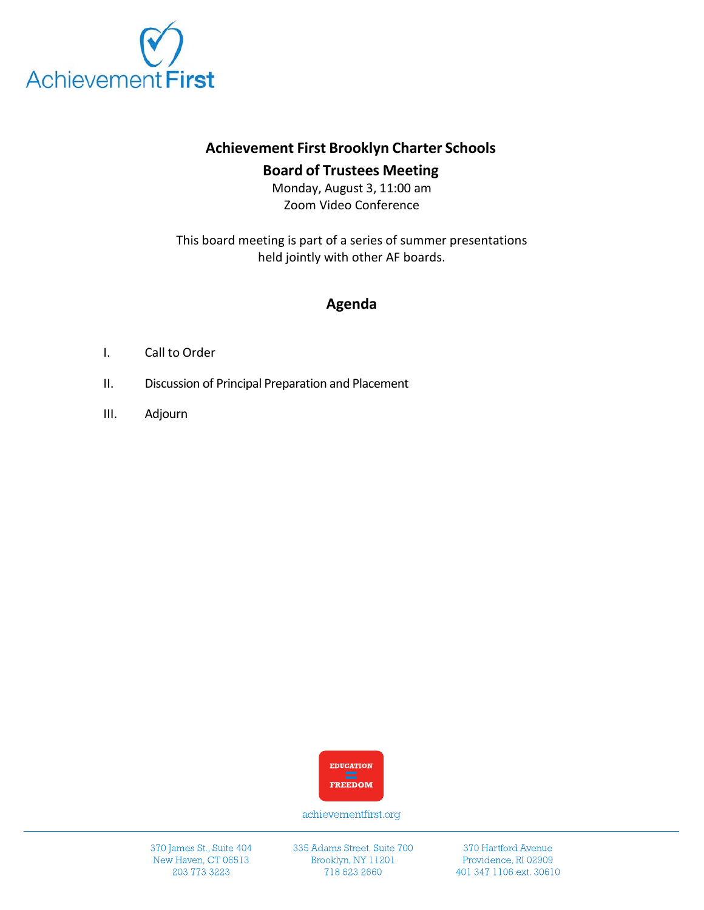# Achievement First Brooklyn Charter Schools

## Board of Trustees Meeting

Monday, August 3, 11:00 am
Zoom Video Conference

This board meeting is part of a series of summer presentations held jointly with other AF boards.

## Agenda

I. Call to Order

II. Discussion of Principal Preparation and Placement

III. Adjourn

EDUCATION = FREEDOM

achievementfirst.org

370 James St., Suite 404
New Haven, CT 06513
203 773 3223

335 Adams Street, Suite 700
Brooklyn, NY 11201
718 623 2660

370 Hartford Avenue
Providence, RI 02909
401 347 1106 ext. 30610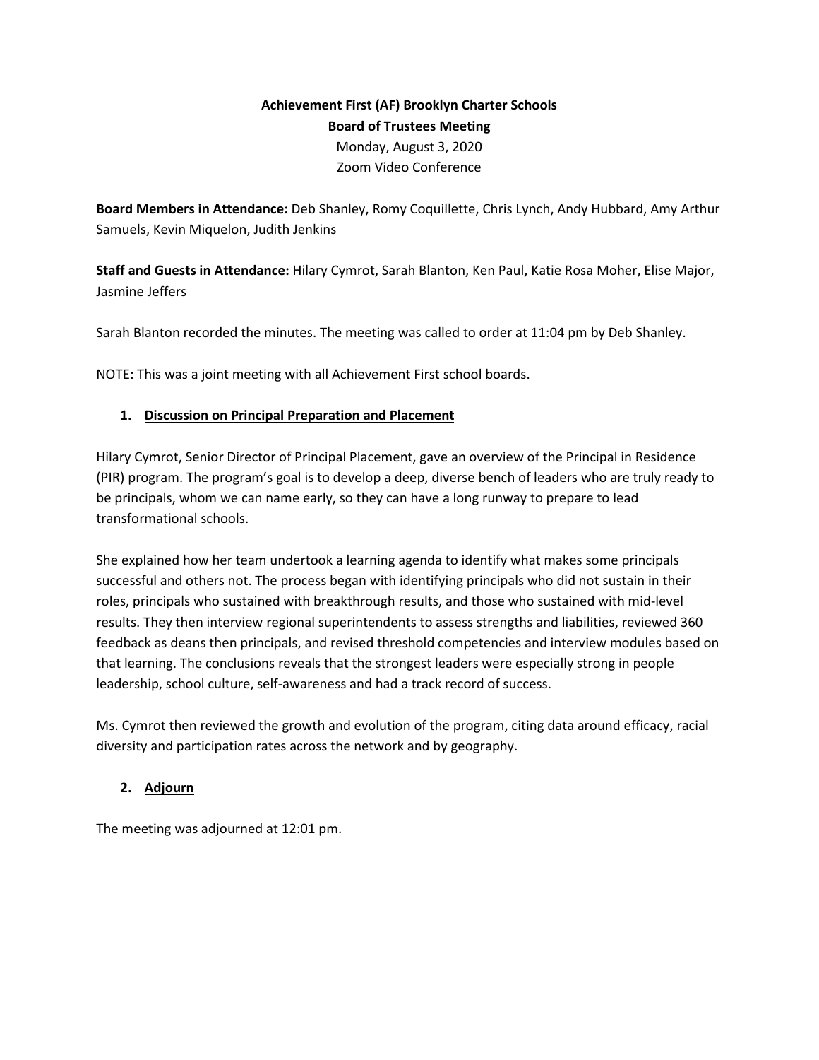**Achievement First (AF) Brooklyn Charter Schools**
**Board of Trustees Meeting**
Monday, August 3, 2020
Zoom Video Conference

**Board Members in Attendance:** Deb Shanley, Romy Coquillette, Chris Lynch, Andy Hubbard, Amy Arthur Samuels, Kevin Miquelon, Judith Jenkins

**Staff and Guests in Attendance:** Hilary Cymrot, Sarah Blanton, Ken Paul, Katie Rosa Moher, Elise Major, Jasmine Jeffers

Sarah Blanton recorded the minutes. The meeting was called to order at 11:04 pm by Deb Shanley.

NOTE: This was a joint meeting with all Achievement First school boards.

1. **Discussion on Principal Preparation and Placement**

Hilary Cymrot, Senior Director of Principal Placement, gave an overview of the Principal in Residence (PIR) program. The program's goal is to develop a deep, diverse bench of leaders who are truly ready to be principals, whom we can name early, so they can have a long runway to prepare to lead transformational schools.

She explained how her team undertook a learning agenda to identify what makes some principals successful and others not. The process began with identifying principals who did not sustain in their roles, principals who sustained with breakthrough results, and those who sustained with mid-level results. They then interview regional superintendents to assess strengths and liabilities, reviewed 360 feedback as deans then principals, and revised threshold competencies and interview modules based on that learning. The conclusions reveals that the strongest leaders were especially strong in people leadership, school culture, self-awareness and had a track record of success.

Ms. Cymrot then reviewed the growth and evolution of the program, citing data around efficacy, racial diversity and participation rates across the network and by geography.

2. **Adjourn**

The meeting was adjourned at 12:01 pm.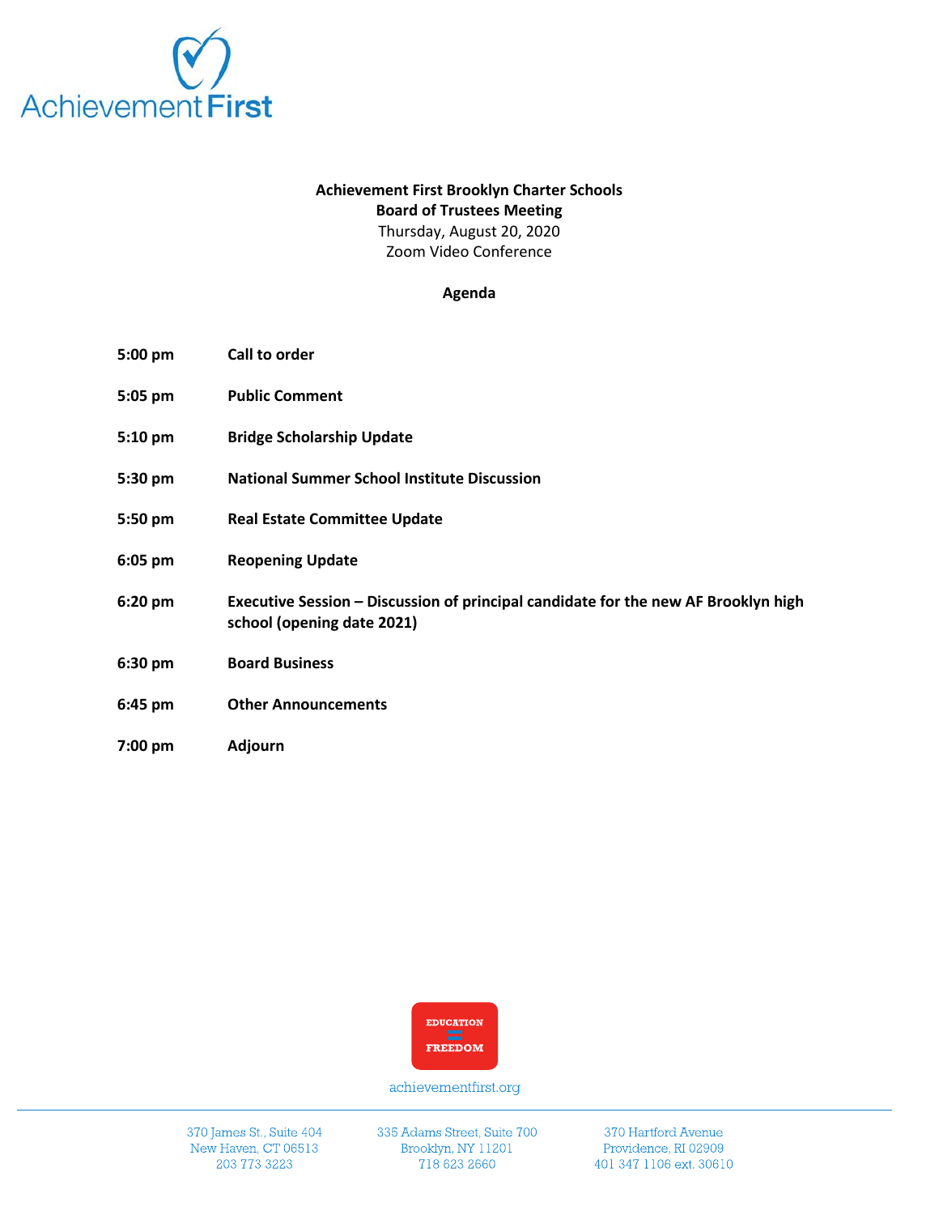**Achievement First Brooklyn Charter Schools**
**Board of Trustees Meeting**
Thursday, August 20, 2020
Zoom Video Conference

**Agenda**

| | |
|---|---|
| 5:00 pm | **Call to order** |
| 5:05 pm | **Public Comment** |
| 5:10 pm | **Bridge Scholarship Update** |
| 5:30 pm | **National Summer School Institute Discussion** |
| 5:50 pm | **Real Estate Committee Update** |
| 6:05 pm | **Reopening Update** |
| 6:20 pm | **Executive Session – Discussion of principal candidate for the new AF Brooklyn high school (opening date 2021)** |
| 6:30 pm | **Board Business** |
| 6:45 pm | **Other Announcements** |
| 7:00 pm | **Adjourn** |

EDUCATION = FREEDOM

achievementfirst.org

370 James St., Suite 404
New Haven, CT 06513
203 773 3223

335 Adams Street, Suite 700
Brooklyn, NY 11201
718 623 2660

370 Hartford Avenue
Providence, RI 02909
401 347 1106 ext. 30610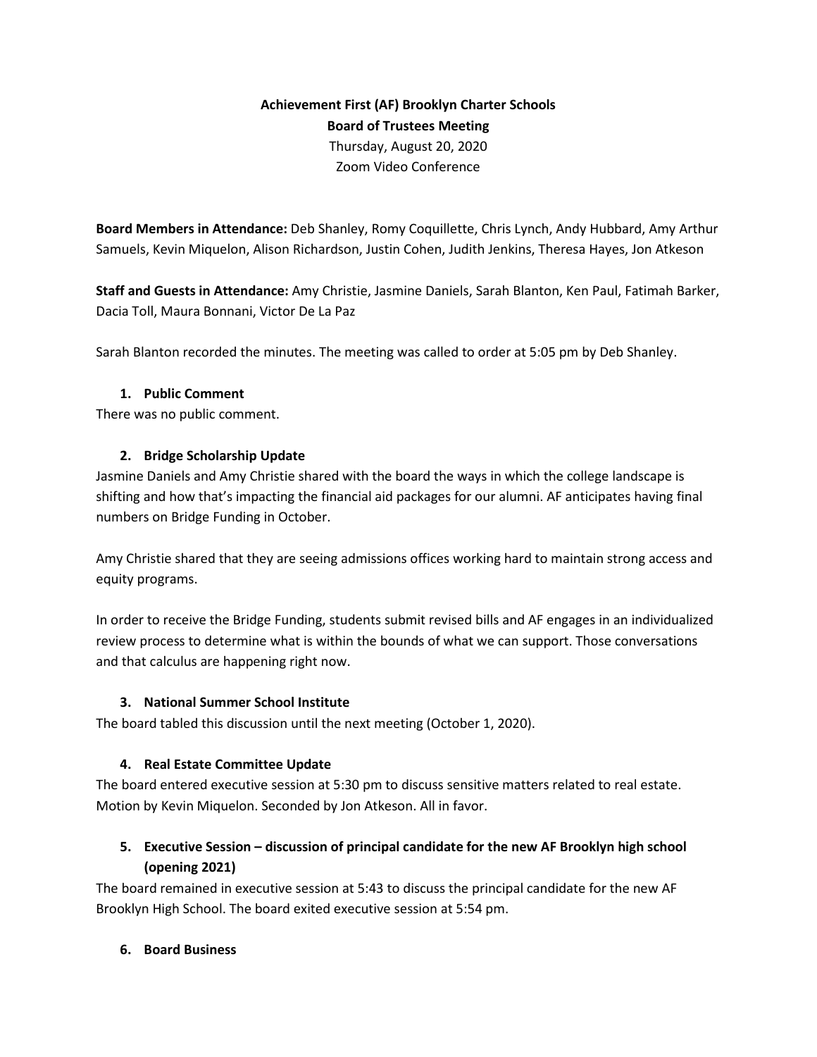**Achievement First (AF) Brooklyn Charter Schools**
**Board of Trustees Meeting**
Thursday, August 20, 2020
Zoom Video Conference

**Board Members in Attendance:** Deb Shanley, Romy Coquillette, Chris Lynch, Andy Hubbard, Amy Arthur Samuels, Kevin Miquelon, Alison Richardson, Justin Cohen, Judith Jenkins, Theresa Hayes, Jon Atkeson

**Staff and Guests in Attendance:** Amy Christie, Jasmine Daniels, Sarah Blanton, Ken Paul, Fatimah Barker, Dacia Toll, Maura Bonnani, Victor De La Paz

Sarah Blanton recorded the minutes. The meeting was called to order at 5:05 pm by Deb Shanley.

1. **Public Comment**

There was no public comment.

2. **Bridge Scholarship Update**

Jasmine Daniels and Amy Christie shared with the board the ways in which the college landscape is shifting and how that's impacting the financial aid packages for our alumni. AF anticipates having final numbers on Bridge Funding in October.

Amy Christie shared that they are seeing admissions offices working hard to maintain strong access and equity programs.

In order to receive the Bridge Funding, students submit revised bills and AF engages in an individualized review process to determine what is within the bounds of what we can support. Those conversations and that calculus are happening right now.

3. **National Summer School Institute**

The board tabled this discussion until the next meeting (October 1, 2020).

4. **Real Estate Committee Update**

The board entered executive session at 5:30 pm to discuss sensitive matters related to real estate. Motion by Kevin Miquelon. Seconded by Jon Atkeson. All in favor.

5. **Executive Session – discussion of principal candidate for the new AF Brooklyn high school (opening 2021)**

The board remained in executive session at 5:43 to discuss the principal candidate for the new AF Brooklyn High School. The board exited executive session at 5:54 pm.

6. **Board Business**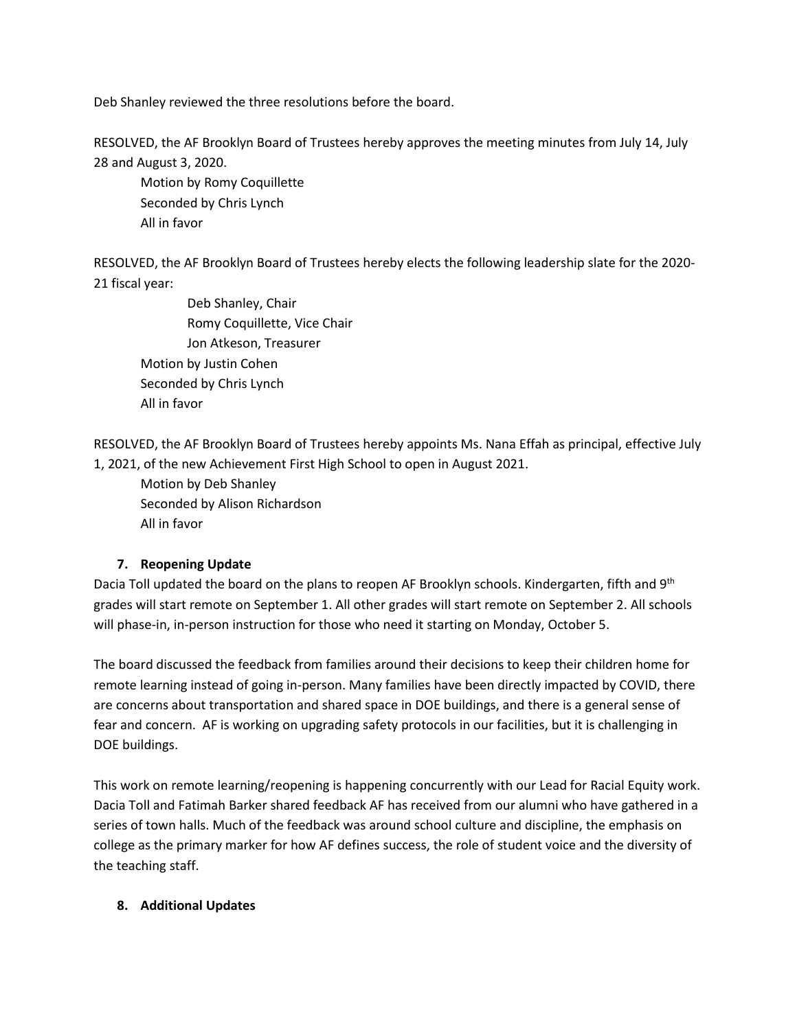Deb Shanley reviewed the three resolutions before the board.

RESOLVED, the AF Brooklyn Board of Trustees hereby approves the meeting minutes from July 14, July 28 and August 3, 2020.

Motion by Romy Coquillette
Seconded by Chris Lynch
All in favor

RESOLVED, the AF Brooklyn Board of Trustees hereby elects the following leadership slate for the 2020-21 fiscal year:

Deb Shanley, Chair
Romy Coquillette, Vice Chair
Jon Atkeson, Treasurer

Motion by Justin Cohen
Seconded by Chris Lynch
All in favor

RESOLVED, the AF Brooklyn Board of Trustees hereby appoints Ms. Nana Effah as principal, effective July 1, 2021, of the new Achievement First High School to open in August 2021.

Motion by Deb Shanley
Seconded by Alison Richardson
All in favor

**7. Reopening Update**

Dacia Toll updated the board on the plans to reopen AF Brooklyn schools. Kindergarten, fifth and 9th grades will start remote on September 1. All other grades will start remote on September 2. All schools will phase-in, in-person instruction for those who need it starting on Monday, October 5.

The board discussed the feedback from families around their decisions to keep their children home for remote learning instead of going in-person. Many families have been directly impacted by COVID, there are concerns about transportation and shared space in DOE buildings, and there is a general sense of fear and concern. AF is working on upgrading safety protocols in our facilities, but it is challenging in DOE buildings.

This work on remote learning/reopening is happening concurrently with our Lead for Racial Equity work. Dacia Toll and Fatimah Barker shared feedback AF has received from our alumni who have gathered in a series of town halls. Much of the feedback was around school culture and discipline, the emphasis on college as the primary marker for how AF defines success, the role of student voice and the diversity of the teaching staff.

**8. Additional Updates**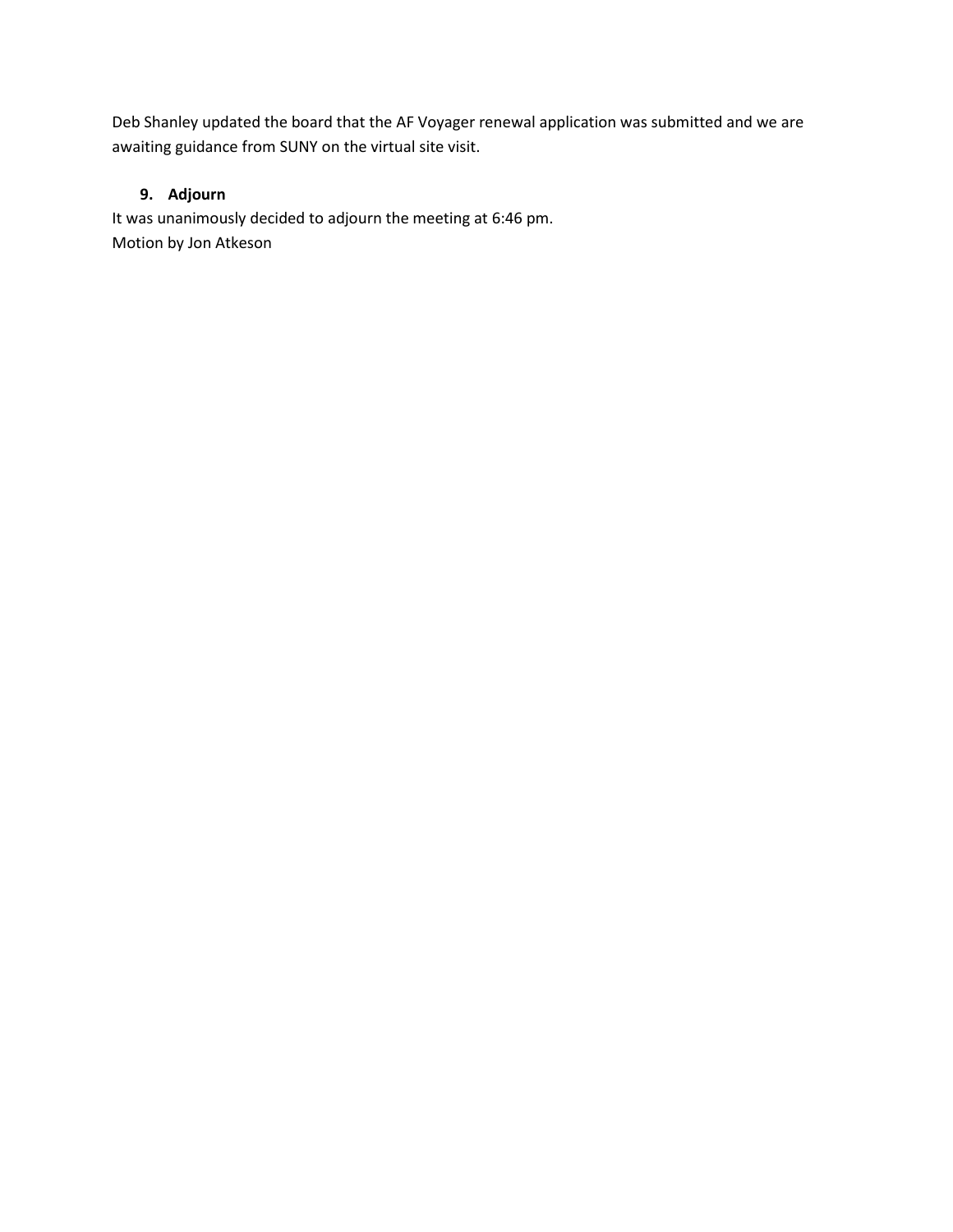Deb Shanley updated the board that the AF Voyager renewal application was submitted and we are awaiting guidance from SUNY on the virtual site visit.

**9. Adjourn**

It was unanimously decided to adjourn the meeting at 6:46 pm.
Motion by Jon Atkeson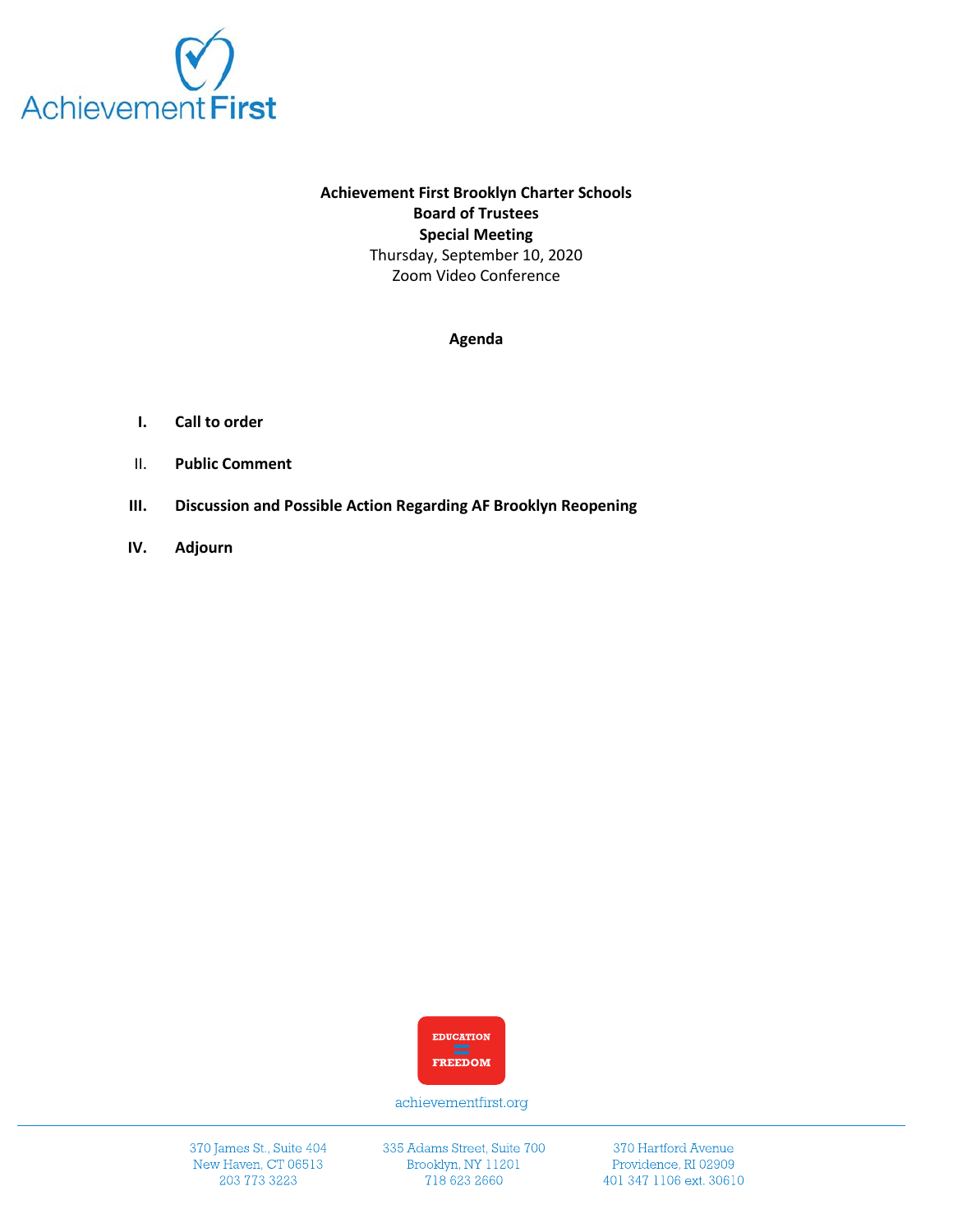**Achievement First Brooklyn Charter Schools**
**Board of Trustees**
**Special Meeting**
Thursday, September 10, 2020
Zoom Video Conference

**Agenda**

I. **Call to order**

II. **Public Comment**

III. **Discussion and Possible Action Regarding AF Brooklyn Reopening**

IV. **Adjourn**

EDUCATION = FREEDOM

achievementfirst.org

370 James St., Suite 404
New Haven, CT 06513
203 773 3223

335 Adams Street, Suite 700
Brooklyn, NY 11201
718 623 2660

370 Hartford Avenue
Providence, RI 02909
401 347 1106 ext. 30610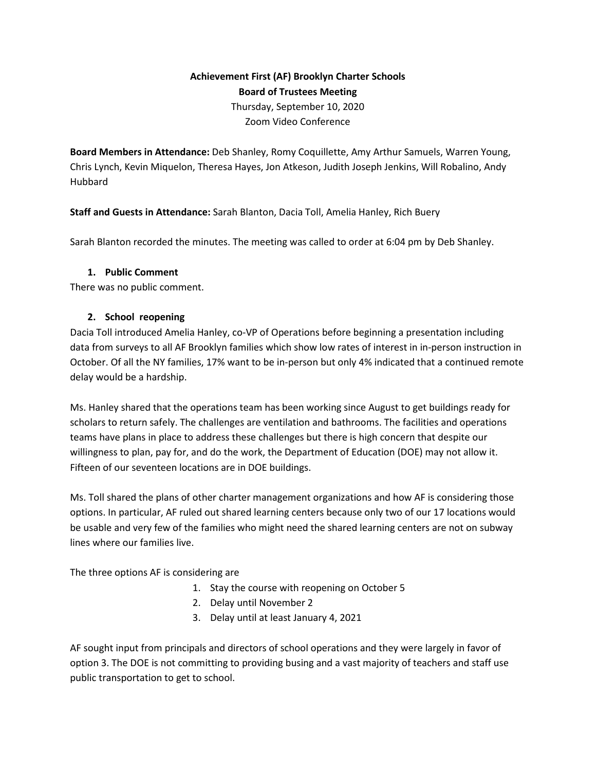**Achievement First (AF) Brooklyn Charter Schools**
**Board of Trustees Meeting**
Thursday, September 10, 2020
Zoom Video Conference

**Board Members in Attendance:** Deb Shanley, Romy Coquillette, Amy Arthur Samuels, Warren Young, Chris Lynch, Kevin Miquelon, Theresa Hayes, Jon Atkeson, Judith Joseph Jenkins, Will Robalino, Andy Hubbard

**Staff and Guests in Attendance:** Sarah Blanton, Dacia Toll, Amelia Hanley, Rich Buery

Sarah Blanton recorded the minutes. The meeting was called to order at 6:04 pm by Deb Shanley.

1. **Public Comment**

There was no public comment.

2. **School reopening**

Dacia Toll introduced Amelia Hanley, co-VP of Operations before beginning a presentation including data from surveys to all AF Brooklyn families which show low rates of interest in in-person instruction in October. Of all the NY families, 17% want to be in-person but only 4% indicated that a continued remote delay would be a hardship.

Ms. Hanley shared that the operations team has been working since August to get buildings ready for scholars to return safely. The challenges are ventilation and bathrooms. The facilities and operations teams have plans in place to address these challenges but there is high concern that despite our willingness to plan, pay for, and do the work, the Department of Education (DOE) may not allow it. Fifteen of our seventeen locations are in DOE buildings.

Ms. Toll shared the plans of other charter management organizations and how AF is considering those options. In particular, AF ruled out shared learning centers because only two of our 17 locations would be usable and very few of the families who might need the shared learning centers are not on subway lines where our families live.

The three options AF is considering are

1. Stay the course with reopening on October 5
2. Delay until November 2
3. Delay until at least January 4, 2021

AF sought input from principals and directors of school operations and they were largely in favor of option 3. The DOE is not committing to providing busing and a vast majority of teachers and staff use public transportation to get to school.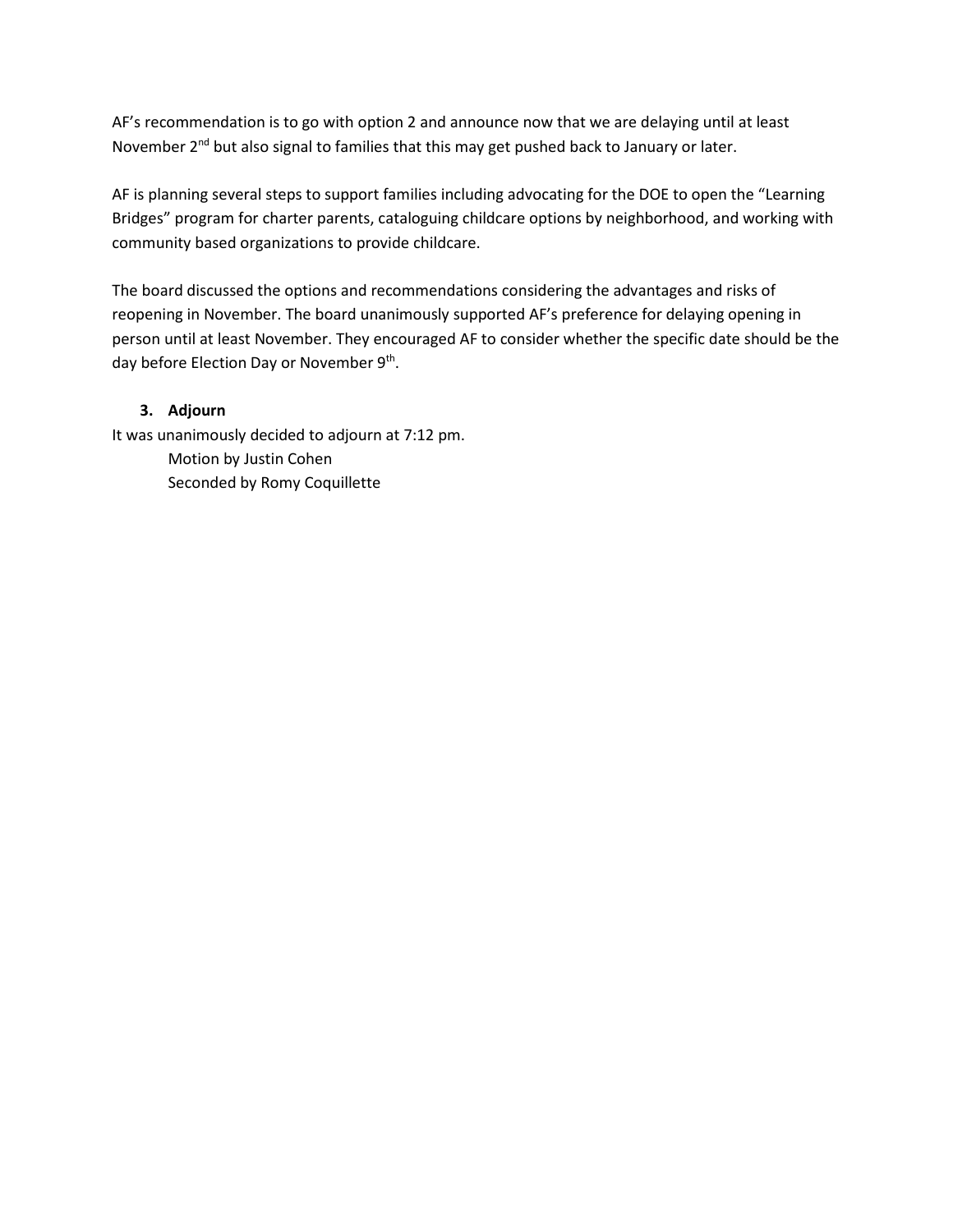AF's recommendation is to go with option 2 and announce now that we are delaying until at least November 2nd but also signal to families that this may get pushed back to January or later.

AF is planning several steps to support families including advocating for the DOE to open the "Learning Bridges" program for charter parents, cataloguing childcare options by neighborhood, and working with community based organizations to provide childcare.

The board discussed the options and recommendations considering the advantages and risks of reopening in November. The board unanimously supported AF's preference for delaying opening in person until at least November. They encouraged AF to consider whether the specific date should be the day before Election Day or November 9th.

**3. Adjourn**

It was unanimously decided to adjourn at 7:12 pm.

Motion by Justin Cohen
Seconded by Romy Coquillette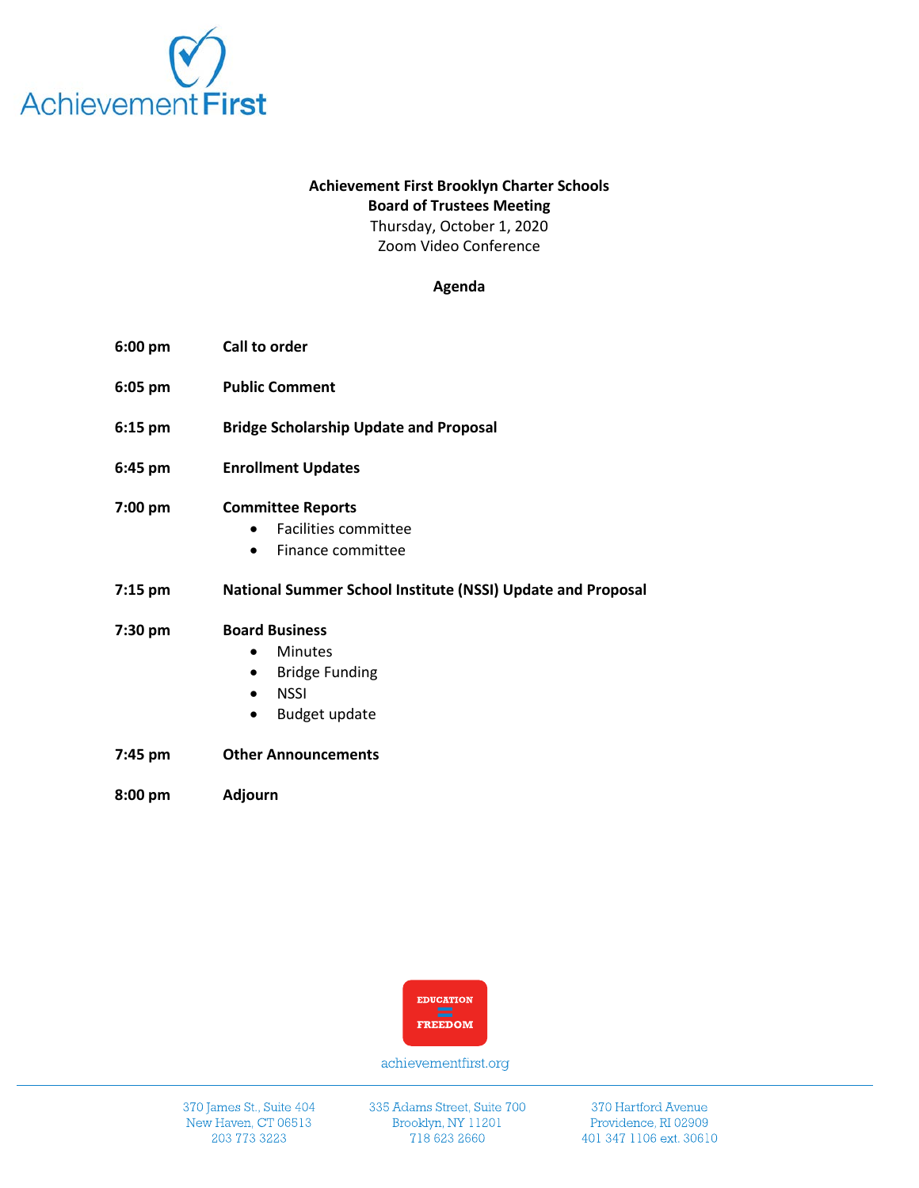Achievement First

**Achievement First Brooklyn Charter Schools**
**Board of Trustees Meeting**
Thursday, October 1, 2020
Zoom Video Conference

**Agenda**

**6:00 pm** **Call to order**

**6:05 pm** **Public Comment**

**6:15 pm** **Bridge Scholarship Update and Proposal**

**6:45 pm** **Enrollment Updates**

**7:00 pm** **Committee Reports**
- Facilities committee
- Finance committee

**7:15 pm** **National Summer School Institute (NSSI) Update and Proposal**

**7:30 pm** **Board Business**
- Minutes
- Bridge Funding
- NSSI
- Budget update

**7:45 pm** **Other Announcements**

**8:00 pm** **Adjourn**

EDUCATION = FREEDOM

achievementfirst.org

370 James St., Suite 404
New Haven, CT 06513
203 773 3223

335 Adams Street, Suite 700
Brooklyn, NY 11201
718 623 2660

370 Hartford Avenue
Providence, RI 02909
401 347 1106 ext. 30610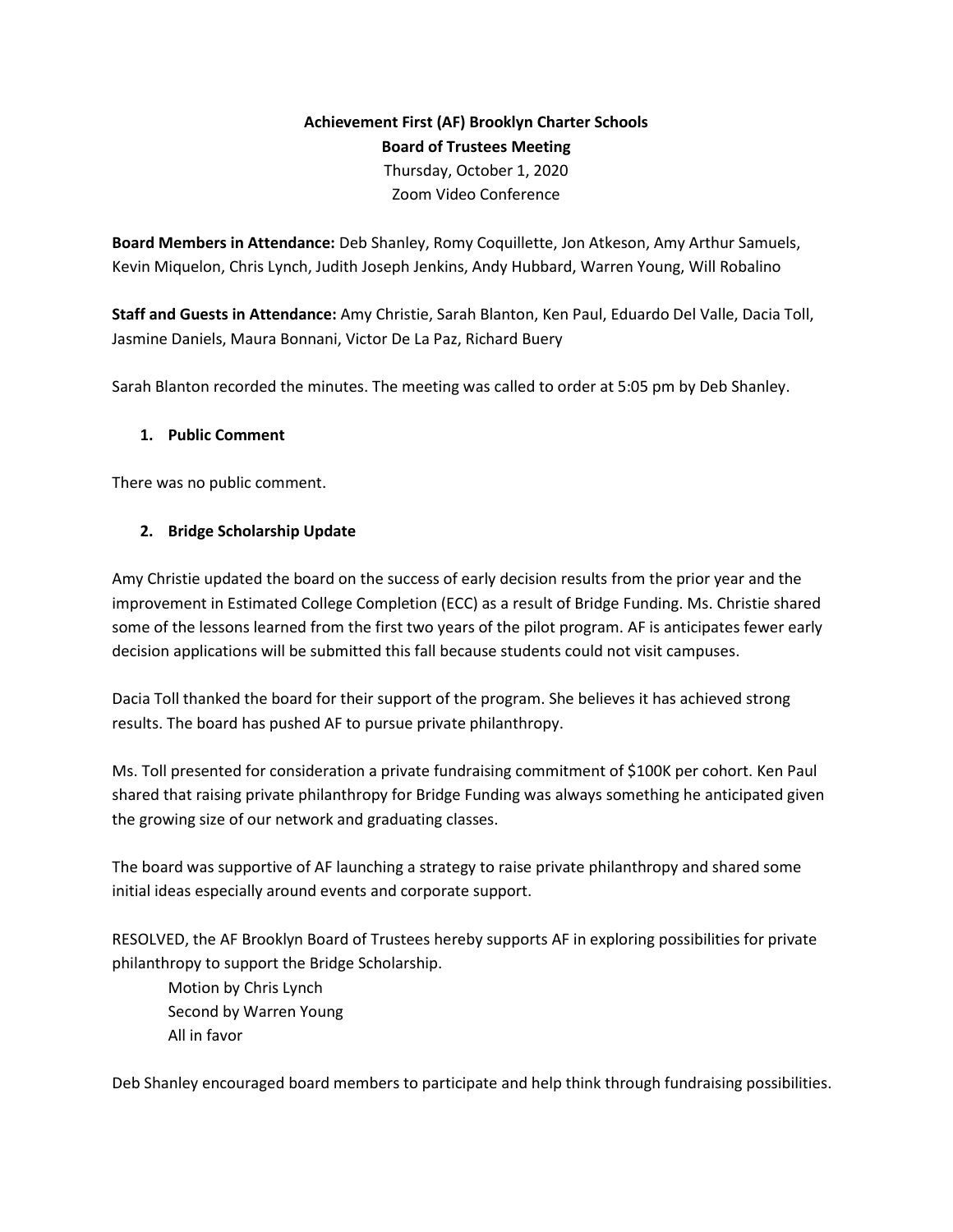**Achievement First (AF) Brooklyn Charter Schools**
**Board of Trustees Meeting**
Thursday, October 1, 2020
Zoom Video Conference

**Board Members in Attendance:** Deb Shanley, Romy Coquillette, Jon Atkeson, Amy Arthur Samuels, Kevin Miquelon, Chris Lynch, Judith Joseph Jenkins, Andy Hubbard, Warren Young, Will Robalino

**Staff and Guests in Attendance:** Amy Christie, Sarah Blanton, Ken Paul, Eduardo Del Valle, Dacia Toll, Jasmine Daniels, Maura Bonnani, Victor De La Paz, Richard Buery

Sarah Blanton recorded the minutes. The meeting was called to order at 5:05 pm by Deb Shanley.

1. **Public Comment**

There was no public comment.

2. **Bridge Scholarship Update**

Amy Christie updated the board on the success of early decision results from the prior year and the improvement in Estimated College Completion (ECC) as a result of Bridge Funding. Ms. Christie shared some of the lessons learned from the first two years of the pilot program. AF is anticipates fewer early decision applications will be submitted this fall because students could not visit campuses.

Dacia Toll thanked the board for their support of the program. She believes it has achieved strong results. The board has pushed AF to pursue private philanthropy.

Ms. Toll presented for consideration a private fundraising commitment of $100K per cohort. Ken Paul shared that raising private philanthropy for Bridge Funding was always something he anticipated given the growing size of our network and graduating classes.

The board was supportive of AF launching a strategy to raise private philanthropy and shared some initial ideas especially around events and corporate support.

RESOLVED, the AF Brooklyn Board of Trustees hereby supports AF in exploring possibilities for private philanthropy to support the Bridge Scholarship.

Motion by Chris Lynch
Second by Warren Young
All in favor

Deb Shanley encouraged board members to participate and help think through fundraising possibilities.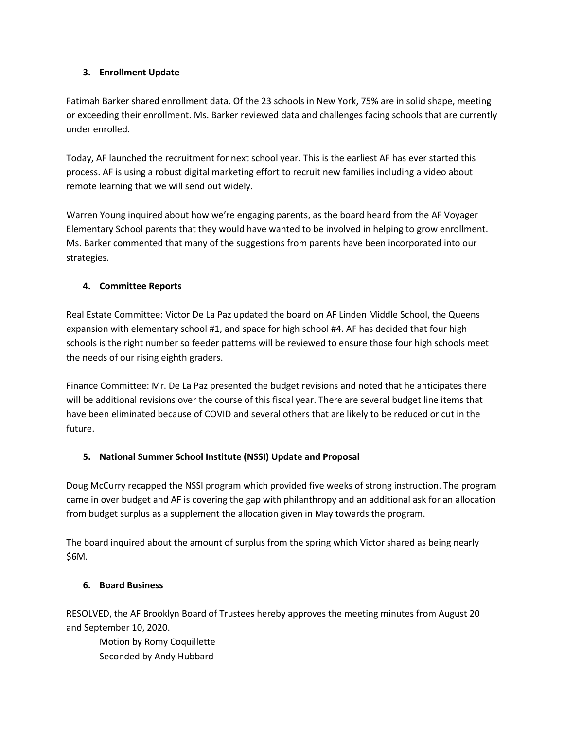### 3. Enrollment Update

Fatimah Barker shared enrollment data. Of the 23 schools in New York, 75% are in solid shape, meeting or exceeding their enrollment. Ms. Barker reviewed data and challenges facing schools that are currently under enrolled.

Today, AF launched the recruitment for next school year. This is the earliest AF has ever started this process. AF is using a robust digital marketing effort to recruit new families including a video about remote learning that we will send out widely.

Warren Young inquired about how we're engaging parents, as the board heard from the AF Voyager Elementary School parents that they would have wanted to be involved in helping to grow enrollment. Ms. Barker commented that many of the suggestions from parents have been incorporated into our strategies.

### 4. Committee Reports

Real Estate Committee: Victor De La Paz updated the board on AF Linden Middle School, the Queens expansion with elementary school #1, and space for high school #4. AF has decided that four high schools is the right number so feeder patterns will be reviewed to ensure those four high schools meet the needs of our rising eighth graders.

Finance Committee: Mr. De La Paz presented the budget revisions and noted that he anticipates there will be additional revisions over the course of this fiscal year. There are several budget line items that have been eliminated because of COVID and several others that are likely to be reduced or cut in the future.

### 5. National Summer School Institute (NSSI) Update and Proposal

Doug McCurry recapped the NSSI program which provided five weeks of strong instruction. The program came in over budget and AF is covering the gap with philanthropy and an additional ask for an allocation from budget surplus as a supplement the allocation given in May towards the program.

The board inquired about the amount of surplus from the spring which Victor shared as being nearly $6M.

### 6. Board Business

RESOLVED, the AF Brooklyn Board of Trustees hereby approves the meeting minutes from August 20 and September 10, 2020.

Motion by Romy Coquillette
Seconded by Andy Hubbard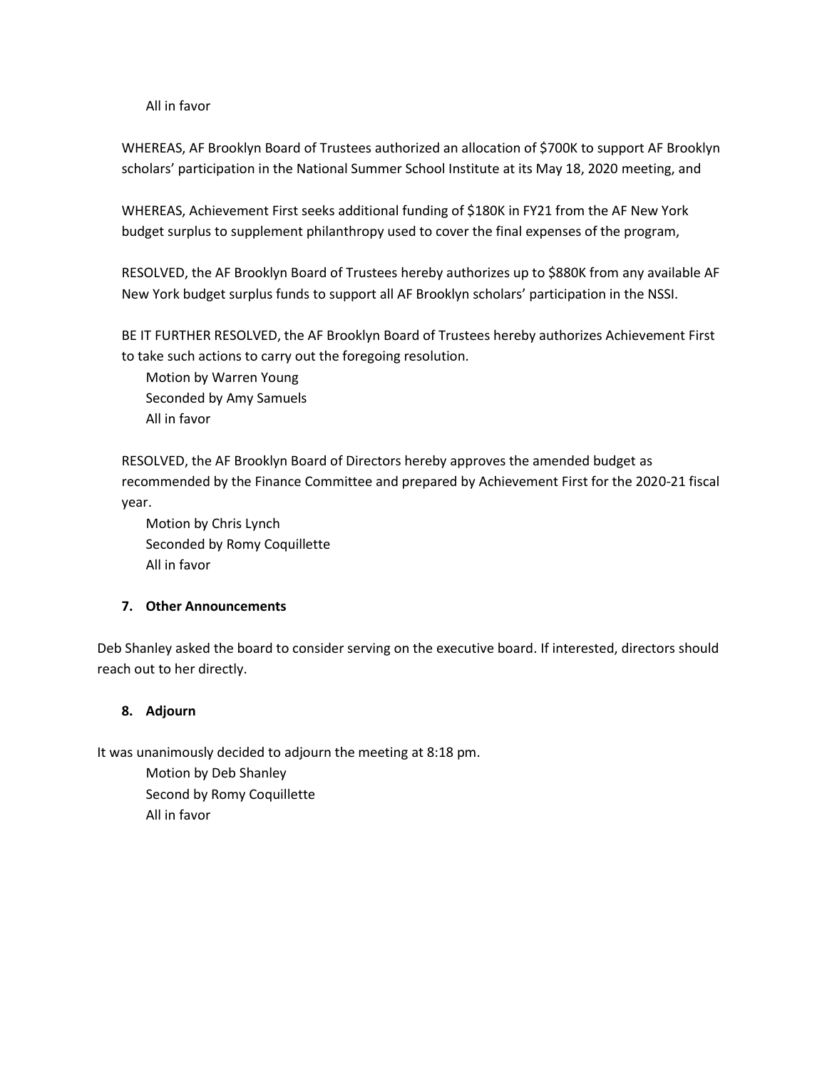All in favor

WHEREAS, AF Brooklyn Board of Trustees authorized an allocation of $700K to support AF Brooklyn scholars' participation in the National Summer School Institute at its May 18, 2020 meeting, and

WHEREAS, Achievement First seeks additional funding of $180K in FY21 from the AF New York budget surplus to supplement philanthropy used to cover the final expenses of the program,

RESOLVED, the AF Brooklyn Board of Trustees hereby authorizes up to $880K from any available AF New York budget surplus funds to support all AF Brooklyn scholars' participation in the NSSI.

BE IT FURTHER RESOLVED, the AF Brooklyn Board of Trustees hereby authorizes Achievement First to take such actions to carry out the foregoing resolution.

Motion by Warren Young
Seconded by Amy Samuels
All in favor

RESOLVED, the AF Brooklyn Board of Directors hereby approves the amended budget as recommended by the Finance Committee and prepared by Achievement First for the 2020-21 fiscal year.

Motion by Chris Lynch
Seconded by Romy Coquillette
All in favor

**7. Other Announcements**

Deb Shanley asked the board to consider serving on the executive board. If interested, directors should reach out to her directly.

**8. Adjourn**

It was unanimously decided to adjourn the meeting at 8:18 pm.

Motion by Deb Shanley
Second by Romy Coquillette
All in favor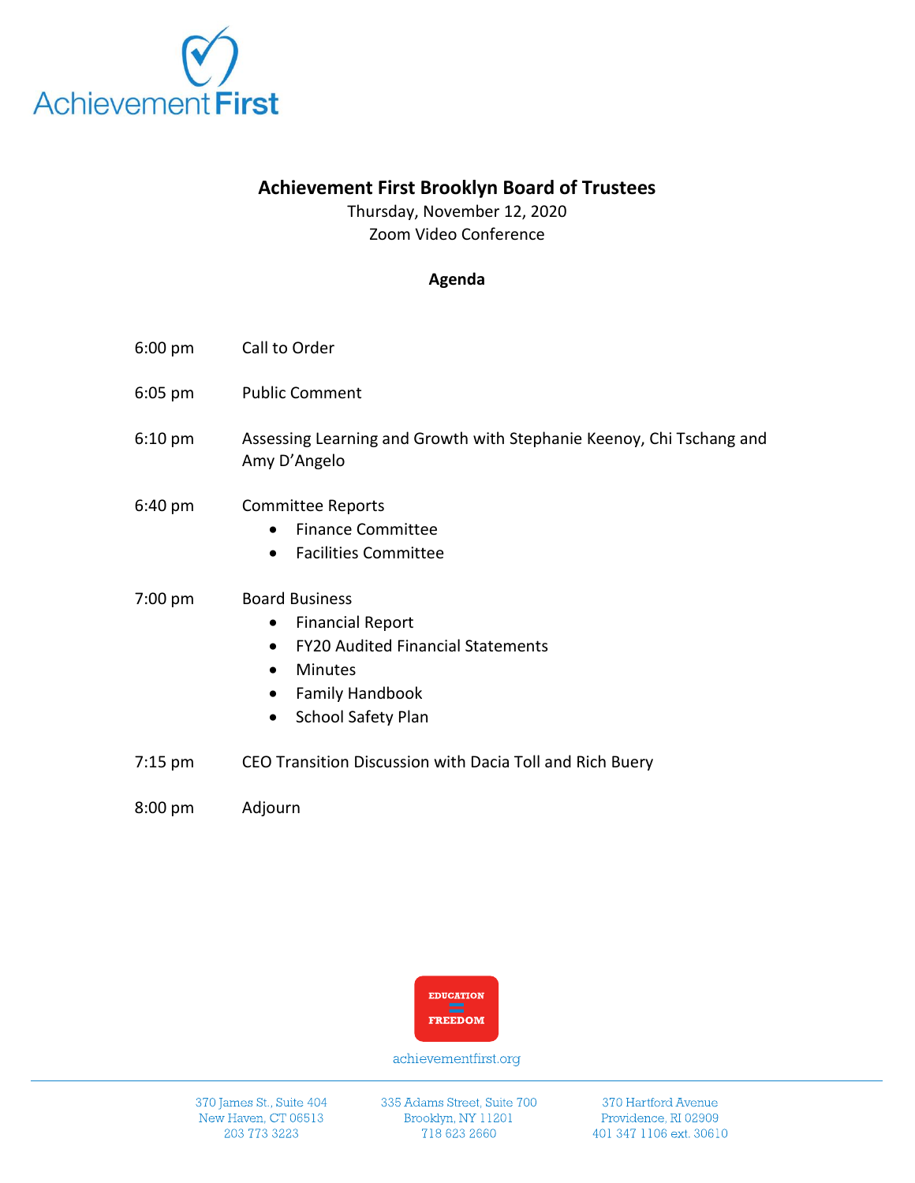# Achievement First Brooklyn Board of Trustees

Thursday, November 12, 2020
Zoom Video Conference

## Agenda

6:00 pm Call to Order

6:05 pm Public Comment

6:10 pm Assessing Learning and Growth with Stephanie Keenoy, Chi Tschang and Amy D'Angelo

6:40 pm Committee Reports
- Finance Committee
- Facilities Committee

7:00 pm Board Business
- Financial Report
- FY20 Audited Financial Statements
- Minutes
- Family Handbook
- School Safety Plan

7:15 pm CEO Transition Discussion with Dacia Toll and Rich Buery

8:00 pm Adjourn

EDUCATION = FREEDOM

achievementfirst.org

370 James St., Suite 404
New Haven, CT 06513
203 773 3223

335 Adams Street, Suite 700
Brooklyn, NY 11201
718 623 2660

370 Hartford Avenue
Providence, RI 02909
401 347 1106 ext. 30610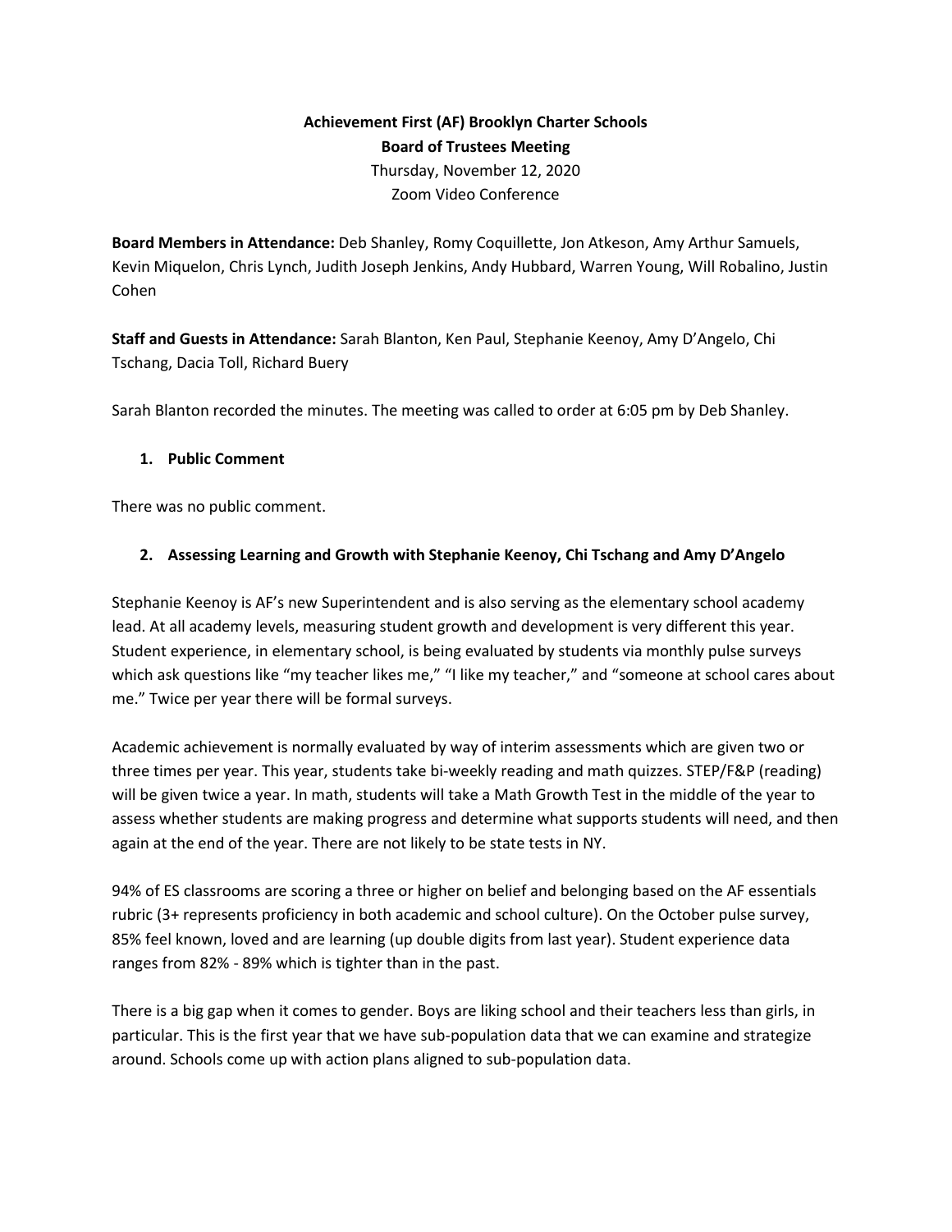**Achievement First (AF) Brooklyn Charter Schools**
**Board of Trustees Meeting**
Thursday, November 12, 2020
Zoom Video Conference

**Board Members in Attendance:** Deb Shanley, Romy Coquillette, Jon Atkeson, Amy Arthur Samuels, Kevin Miquelon, Chris Lynch, Judith Joseph Jenkins, Andy Hubbard, Warren Young, Will Robalino, Justin Cohen

**Staff and Guests in Attendance:** Sarah Blanton, Ken Paul, Stephanie Keenoy, Amy D'Angelo, Chi Tschang, Dacia Toll, Richard Buery

Sarah Blanton recorded the minutes. The meeting was called to order at 6:05 pm by Deb Shanley.

1. **Public Comment**

There was no public comment.

2. **Assessing Learning and Growth with Stephanie Keenoy, Chi Tschang and Amy D'Angelo**

Stephanie Keenoy is AF's new Superintendent and is also serving as the elementary school academy lead. At all academy levels, measuring student growth and development is very different this year. Student experience, in elementary school, is being evaluated by students via monthly pulse surveys which ask questions like "my teacher likes me," "I like my teacher," and "someone at school cares about me." Twice per year there will be formal surveys.

Academic achievement is normally evaluated by way of interim assessments which are given two or three times per year. This year, students take bi-weekly reading and math quizzes. STEP/F&P (reading) will be given twice a year. In math, students will take a Math Growth Test in the middle of the year to assess whether students are making progress and determine what supports students will need, and then again at the end of the year. There are not likely to be state tests in NY.

94% of ES classrooms are scoring a three or higher on belief and belonging based on the AF essentials rubric (3+ represents proficiency in both academic and school culture). On the October pulse survey, 85% feel known, loved and are learning (up double digits from last year). Student experience data ranges from 82% - 89% which is tighter than in the past.

There is a big gap when it comes to gender. Boys are liking school and their teachers less than girls, in particular. This is the first year that we have sub-population data that we can examine and strategize around. Schools come up with action plans aligned to sub-population data.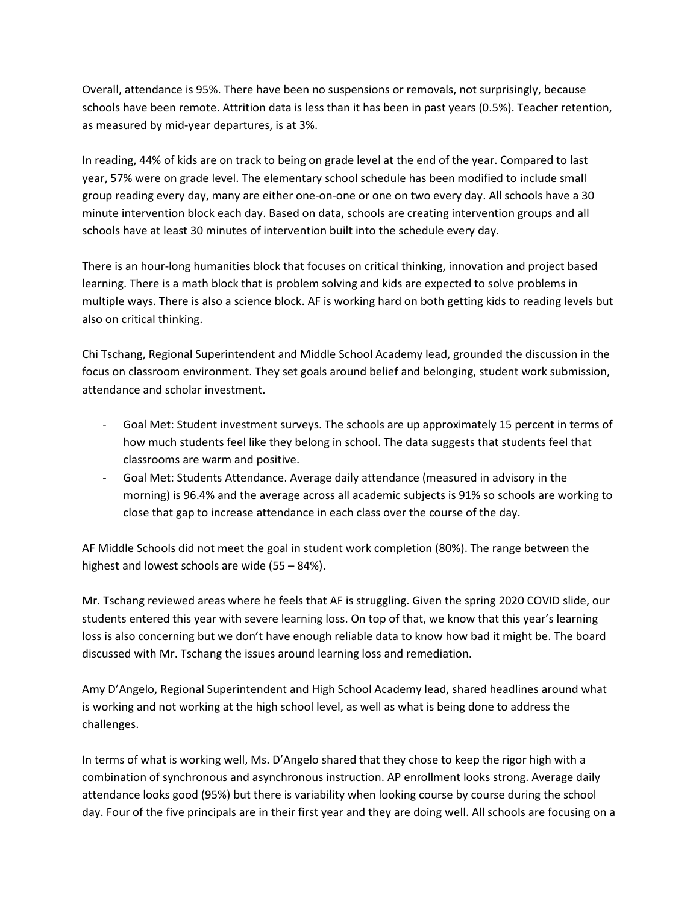Overall, attendance is 95%. There have been no suspensions or removals, not surprisingly, because schools have been remote. Attrition data is less than it has been in past years (0.5%). Teacher retention, as measured by mid-year departures, is at 3%.

In reading, 44% of kids are on track to being on grade level at the end of the year. Compared to last year, 57% were on grade level. The elementary school schedule has been modified to include small group reading every day, many are either one-on-one or one on two every day. All schools have a 30 minute intervention block each day. Based on data, schools are creating intervention groups and all schools have at least 30 minutes of intervention built into the schedule every day.

There is an hour-long humanities block that focuses on critical thinking, innovation and project based learning. There is a math block that is problem solving and kids are expected to solve problems in multiple ways. There is also a science block. AF is working hard on both getting kids to reading levels but also on critical thinking.

Chi Tschang, Regional Superintendent and Middle School Academy lead, grounded the discussion in the focus on classroom environment. They set goals around belief and belonging, student work submission, attendance and scholar investment.

- Goal Met: Student investment surveys. The schools are up approximately 15 percent in terms of how much students feel like they belong in school. The data suggests that students feel that classrooms are warm and positive.
- Goal Met: Students Attendance. Average daily attendance (measured in advisory in the morning) is 96.4% and the average across all academic subjects is 91% so schools are working to close that gap to increase attendance in each class over the course of the day.

AF Middle Schools did not meet the goal in student work completion (80%). The range between the highest and lowest schools are wide (55 – 84%).

Mr. Tschang reviewed areas where he feels that AF is struggling. Given the spring 2020 COVID slide, our students entered this year with severe learning loss. On top of that, we know that this year's learning loss is also concerning but we don't have enough reliable data to know how bad it might be. The board discussed with Mr. Tschang the issues around learning loss and remediation.

Amy D'Angelo, Regional Superintendent and High School Academy lead, shared headlines around what is working and not working at the high school level, as well as what is being done to address the challenges.

In terms of what is working well, Ms. D'Angelo shared that they chose to keep the rigor high with a combination of synchronous and asynchronous instruction. AP enrollment looks strong. Average daily attendance looks good (95%) but there is variability when looking course by course during the school day. Four of the five principals are in their first year and they are doing well. All schools are focusing on a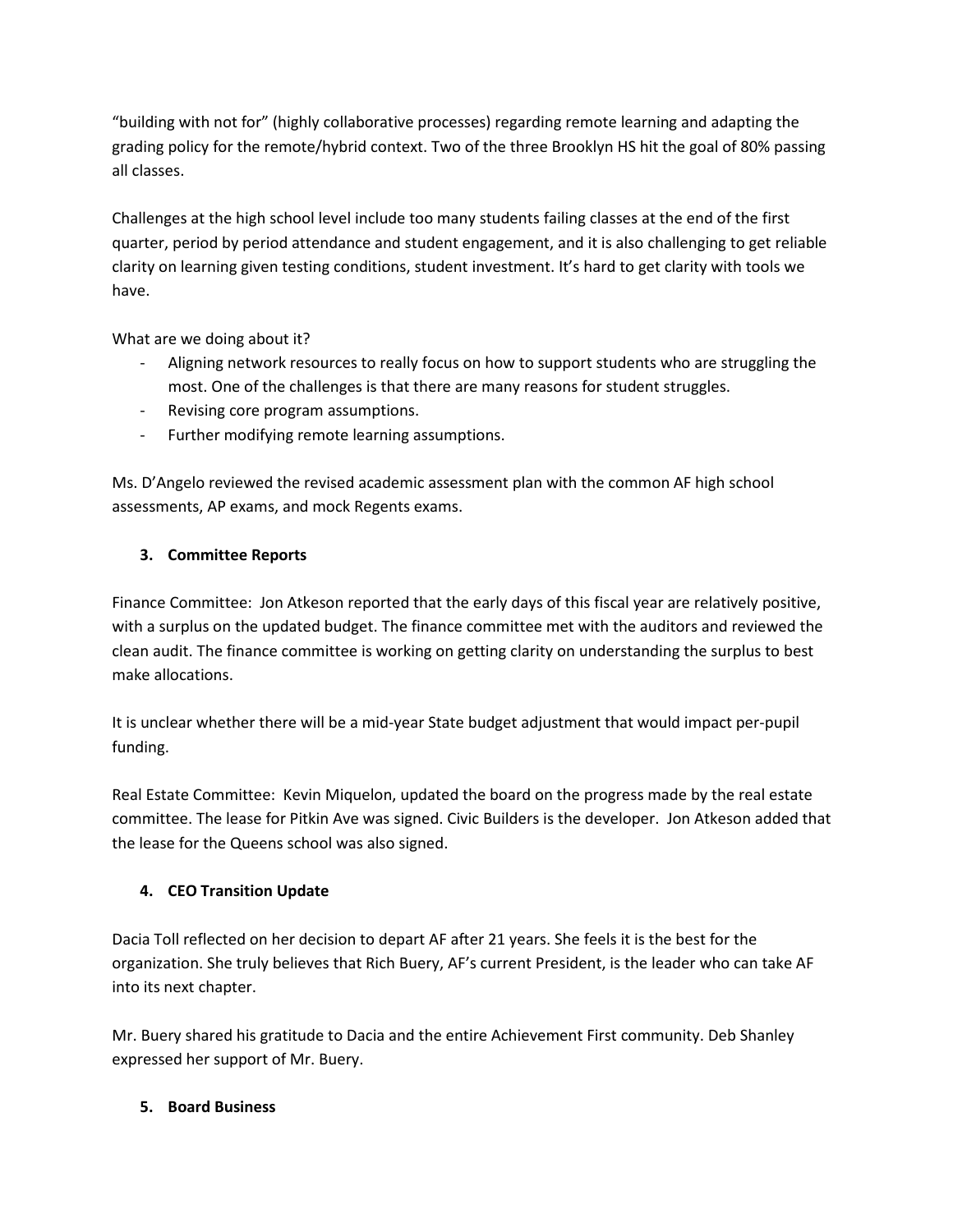“building with not for” (highly collaborative processes) regarding remote learning and adapting the grading policy for the remote/hybrid context. Two of the three Brooklyn HS hit the goal of 80% passing all classes.

Challenges at the high school level include too many students failing classes at the end of the first quarter, period by period attendance and student engagement, and it is also challenging to get reliable clarity on learning given testing conditions, student investment. It’s hard to get clarity with tools we have.

What are we doing about it?

- Aligning network resources to really focus on how to support students who are struggling the most. One of the challenges is that there are many reasons for student struggles.
- Revising core program assumptions.
- Further modifying remote learning assumptions.

Ms. D’Angelo reviewed the revised academic assessment plan with the common AF high school assessments, AP exams, and mock Regents exams.

**3. Committee Reports**

Finance Committee: Jon Atkeson reported that the early days of this fiscal year are relatively positive, with a surplus on the updated budget. The finance committee met with the auditors and reviewed the clean audit. The finance committee is working on getting clarity on understanding the surplus to best make allocations.

It is unclear whether there will be a mid-year State budget adjustment that would impact per-pupil funding.

Real Estate Committee: Kevin Miquelon, updated the board on the progress made by the real estate committee. The lease for Pitkin Ave was signed. Civic Builders is the developer. Jon Atkeson added that the lease for the Queens school was also signed.

**4. CEO Transition Update**

Dacia Toll reflected on her decision to depart AF after 21 years. She feels it is the best for the organization. She truly believes that Rich Buery, AF’s current President, is the leader who can take AF into its next chapter.

Mr. Buery shared his gratitude to Dacia and the entire Achievement First community. Deb Shanley expressed her support of Mr. Buery.

**5. Board Business**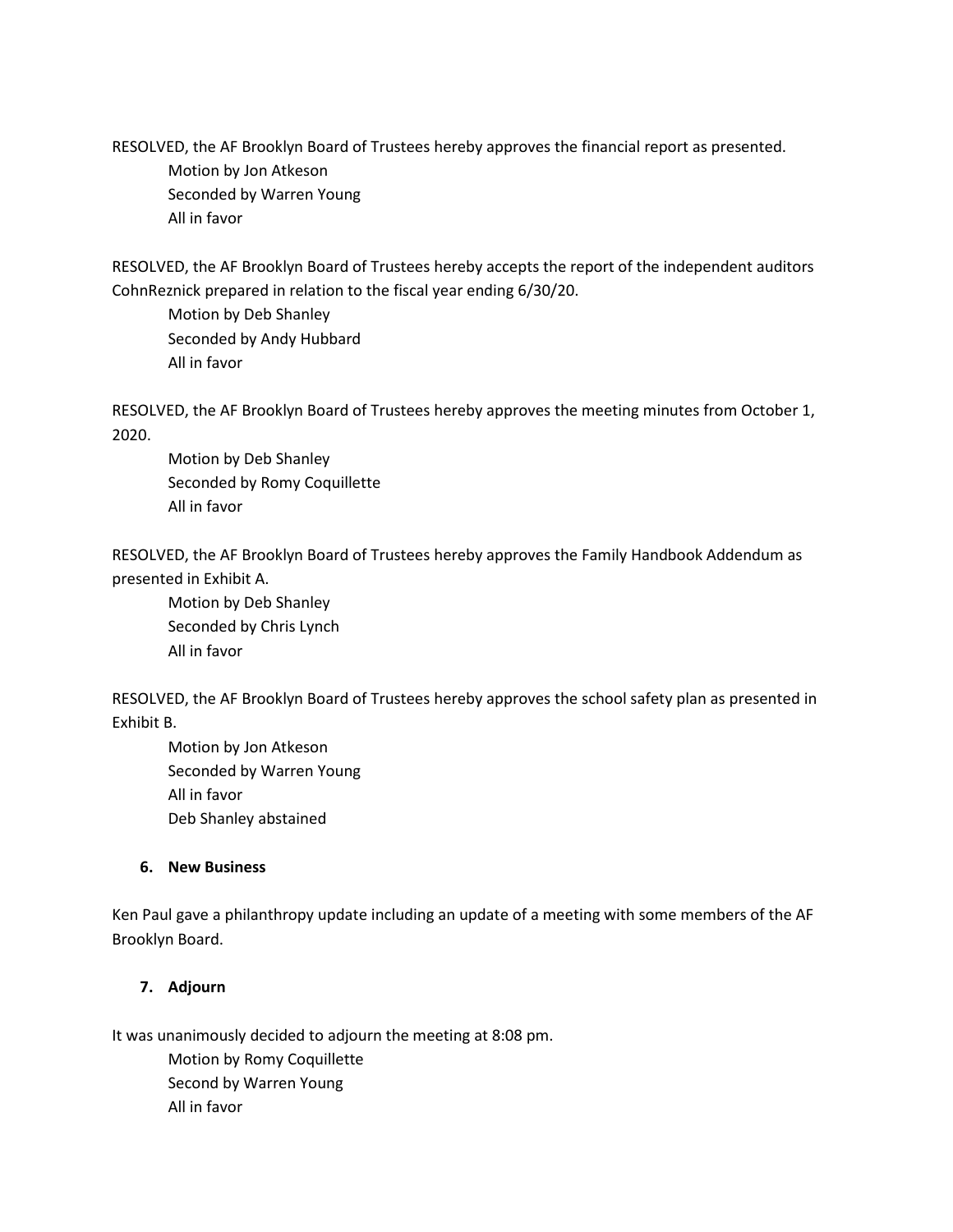RESOLVED, the AF Brooklyn Board of Trustees hereby approves the financial report as presented.

Motion by Jon Atkeson
Seconded by Warren Young
All in favor

RESOLVED, the AF Brooklyn Board of Trustees hereby accepts the report of the independent auditors CohnReznick prepared in relation to the fiscal year ending 6/30/20.

Motion by Deb Shanley
Seconded by Andy Hubbard
All in favor

RESOLVED, the AF Brooklyn Board of Trustees hereby approves the meeting minutes from October 1, 2020.

Motion by Deb Shanley
Seconded by Romy Coquillette
All in favor

RESOLVED, the AF Brooklyn Board of Trustees hereby approves the Family Handbook Addendum as presented in Exhibit A.

Motion by Deb Shanley
Seconded by Chris Lynch
All in favor

RESOLVED, the AF Brooklyn Board of Trustees hereby approves the school safety plan as presented in Exhibit B.

Motion by Jon Atkeson
Seconded by Warren Young
All in favor
Deb Shanley abstained

### 6. New Business

Ken Paul gave a philanthropy update including an update of a meeting with some members of the AF Brooklyn Board.

### 7. Adjourn

It was unanimously decided to adjourn the meeting at 8:08 pm.

Motion by Romy Coquillette
Second by Warren Young
All in favor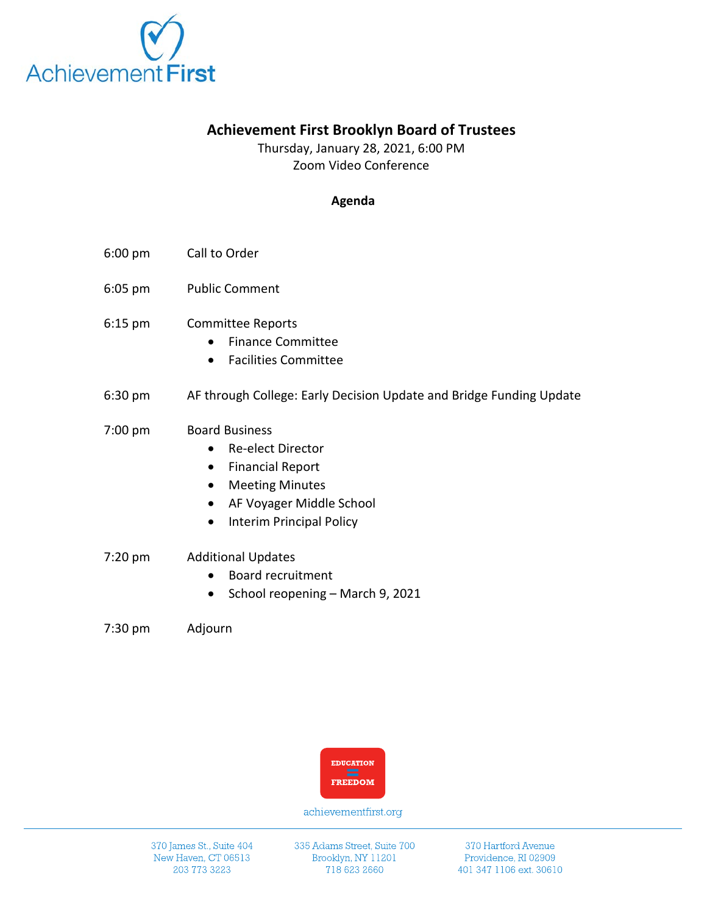# Achievement First Brooklyn Board of Trustees

Thursday, January 28, 2021, 6:00 PM
Zoom Video Conference

**Agenda**

6:00 pm Call to Order

6:05 pm Public Comment

6:15 pm Committee Reports
- Finance Committee
- Facilities Committee

6:30 pm AF through College: Early Decision Update and Bridge Funding Update

7:00 pm Board Business
- Re-elect Director
- Financial Report
- Meeting Minutes
- AF Voyager Middle School
- Interim Principal Policy

7:20 pm Additional Updates
- Board recruitment
- School reopening – March 9, 2021

7:30 pm Adjourn

EDUCATION = FREEDOM

achievementfirst.org

370 James St., Suite 404
New Haven, CT 06513
203 773 3223

335 Adams Street, Suite 700
Brooklyn, NY 11201
718 623 2660

370 Hartford Avenue
Providence, RI 02909
401 347 1106 ext. 30610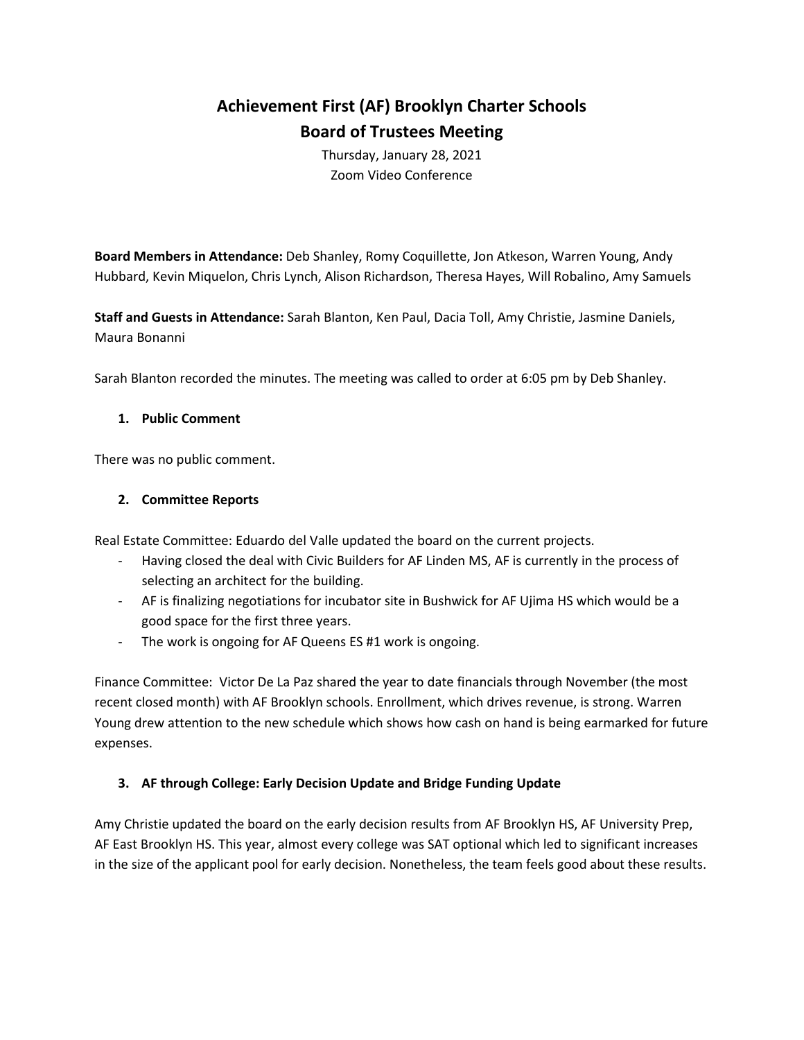# Achievement First (AF) Brooklyn Charter Schools
# Board of Trustees Meeting

Thursday, January 28, 2021
Zoom Video Conference

**Board Members in Attendance:** Deb Shanley, Romy Coquillette, Jon Atkeson, Warren Young, Andy Hubbard, Kevin Miquelon, Chris Lynch, Alison Richardson, Theresa Hayes, Will Robalino, Amy Samuels

**Staff and Guests in Attendance:** Sarah Blanton, Ken Paul, Dacia Toll, Amy Christie, Jasmine Daniels, Maura Bonanni

Sarah Blanton recorded the minutes. The meeting was called to order at 6:05 pm by Deb Shanley.

1. **Public Comment**

There was no public comment.

2. **Committee Reports**

Real Estate Committee: Eduardo del Valle updated the board on the current projects.

- Having closed the deal with Civic Builders for AF Linden MS, AF is currently in the process of selecting an architect for the building.
- AF is finalizing negotiations for incubator site in Bushwick for AF Ujima HS which would be a good space for the first three years.
- The work is ongoing for AF Queens ES #1 work is ongoing.

Finance Committee: Victor De La Paz shared the year to date financials through November (the most recent closed month) with AF Brooklyn schools. Enrollment, which drives revenue, is strong. Warren Young drew attention to the new schedule which shows how cash on hand is being earmarked for future expenses.

3. **AF through College: Early Decision Update and Bridge Funding Update**

Amy Christie updated the board on the early decision results from AF Brooklyn HS, AF University Prep, AF East Brooklyn HS. This year, almost every college was SAT optional which led to significant increases in the size of the applicant pool for early decision. Nonetheless, the team feels good about these results.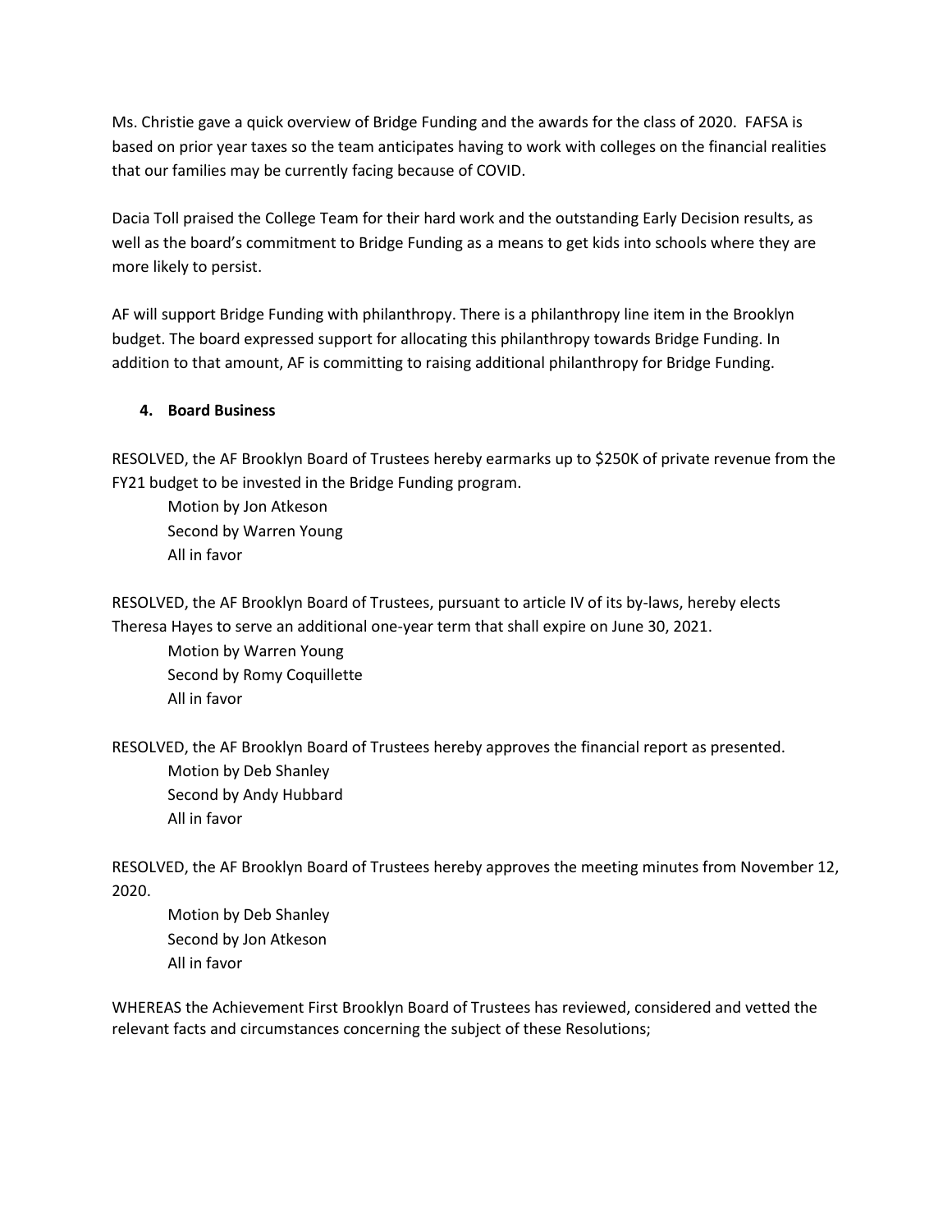Ms. Christie gave a quick overview of Bridge Funding and the awards for the class of 2020. FAFSA is based on prior year taxes so the team anticipates having to work with colleges on the financial realities that our families may be currently facing because of COVID.

Dacia Toll praised the College Team for their hard work and the outstanding Early Decision results, as well as the board's commitment to Bridge Funding as a means to get kids into schools where they are more likely to persist.

AF will support Bridge Funding with philanthropy. There is a philanthropy line item in the Brooklyn budget. The board expressed support for allocating this philanthropy towards Bridge Funding. In addition to that amount, AF is committing to raising additional philanthropy for Bridge Funding.

**4. Board Business**

RESOLVED, the AF Brooklyn Board of Trustees hereby earmarks up to $250K of private revenue from the FY21 budget to be invested in the Bridge Funding program.

Motion by Jon Atkeson
Second by Warren Young
All in favor

RESOLVED, the AF Brooklyn Board of Trustees, pursuant to article IV of its by-laws, hereby elects Theresa Hayes to serve an additional one-year term that shall expire on June 30, 2021.

Motion by Warren Young
Second by Romy Coquillette
All in favor

RESOLVED, the AF Brooklyn Board of Trustees hereby approves the financial report as presented.

Motion by Deb Shanley
Second by Andy Hubbard
All in favor

RESOLVED, the AF Brooklyn Board of Trustees hereby approves the meeting minutes from November 12, 2020.

Motion by Deb Shanley
Second by Jon Atkeson
All in favor

WHEREAS the Achievement First Brooklyn Board of Trustees has reviewed, considered and vetted the relevant facts and circumstances concerning the subject of these Resolutions;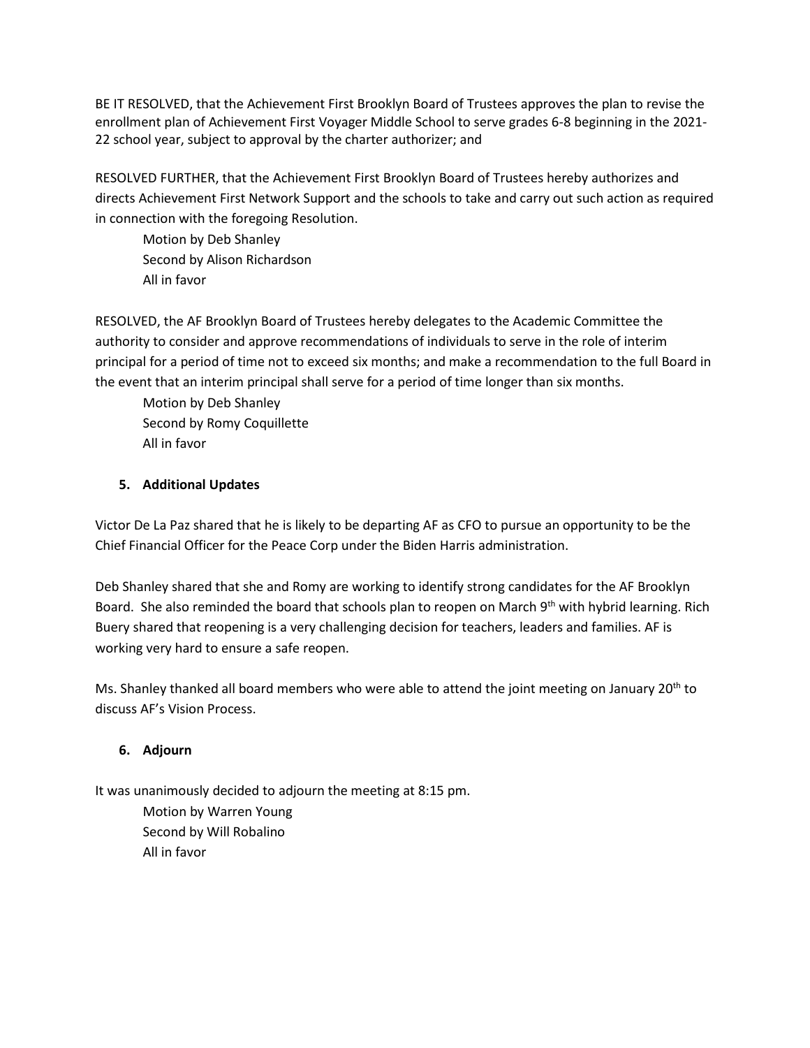BE IT RESOLVED, that the Achievement First Brooklyn Board of Trustees approves the plan to revise the enrollment plan of Achievement First Voyager Middle School to serve grades 6-8 beginning in the 2021-22 school year, subject to approval by the charter authorizer; and

RESOLVED FURTHER, that the Achievement First Brooklyn Board of Trustees hereby authorizes and directs Achievement First Network Support and the schools to take and carry out such action as required in connection with the foregoing Resolution.

Motion by Deb Shanley
Second by Alison Richardson
All in favor

RESOLVED, the AF Brooklyn Board of Trustees hereby delegates to the Academic Committee the authority to consider and approve recommendations of individuals to serve in the role of interim principal for a period of time not to exceed six months; and make a recommendation to the full Board in the event that an interim principal shall serve for a period of time longer than six months.

Motion by Deb Shanley
Second by Romy Coquillette
All in favor

## 5. Additional Updates

Victor De La Paz shared that he is likely to be departing AF as CFO to pursue an opportunity to be the Chief Financial Officer for the Peace Corp under the Biden Harris administration.

Deb Shanley shared that she and Romy are working to identify strong candidates for the AF Brooklyn Board. She also reminded the board that schools plan to reopen on March 9th with hybrid learning. Rich Buery shared that reopening is a very challenging decision for teachers, leaders and families. AF is working very hard to ensure a safe reopen.

Ms. Shanley thanked all board members who were able to attend the joint meeting on January 20th to discuss AF's Vision Process.

## 6. Adjourn

It was unanimously decided to adjourn the meeting at 8:15 pm.

Motion by Warren Young
Second by Will Robalino
All in favor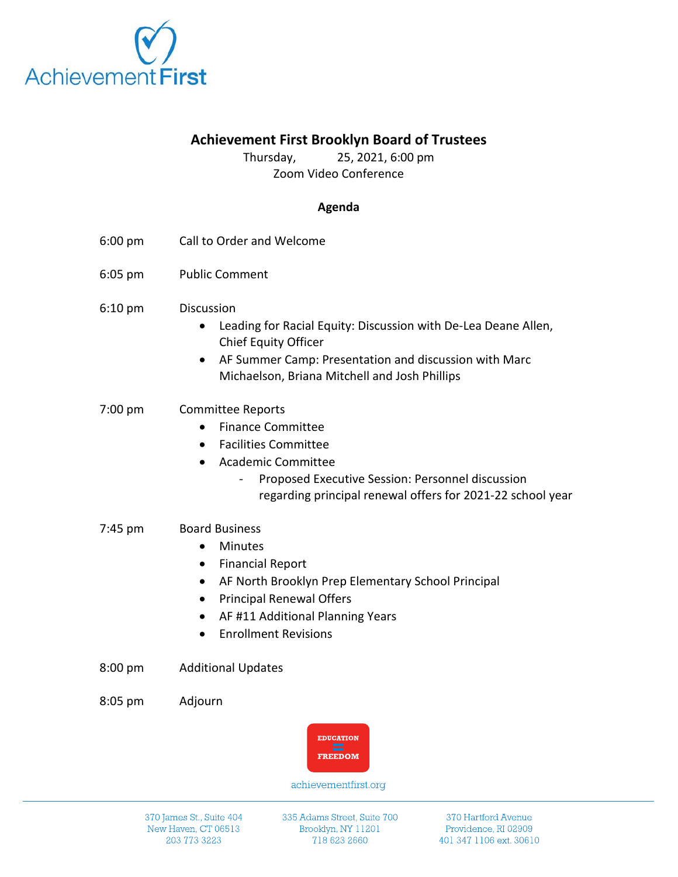## Achievement First Brooklyn Board of Trustees

Thursday, 25, 2021, 6:00 pm
Zoom Video Conference

### Agenda

6:00 pm Call to Order and Welcome

6:05 pm Public Comment

6:10 pm Discussion

- Leading for Racial Equity: Discussion with De-Lea Deane Allen, Chief Equity Officer
- AF Summer Camp: Presentation and discussion with Marc Michaelson, Briana Mitchell and Josh Phillips

7:00 pm Committee Reports

- Finance Committee
- Facilities Committee
- Academic Committee
  - Proposed Executive Session: Personnel discussion regarding principal renewal offers for 2021-22 school year

7:45 pm Board Business

- Minutes
- Financial Report
- AF North Brooklyn Prep Elementary School Principal
- Principal Renewal Offers
- AF #11 Additional Planning Years
- Enrollment Revisions

8:00 pm Additional Updates

8:05 pm Adjourn

EDUCATION = FREEDOM

achievementfirst.org

370 James St., Suite 404
New Haven, CT 06513
203 773 3223

335 Adams Street, Suite 700
Brooklyn, NY 11201
718 623 2660

370 Hartford Avenue
Providence, RI 02909
401 347 1106 ext. 30610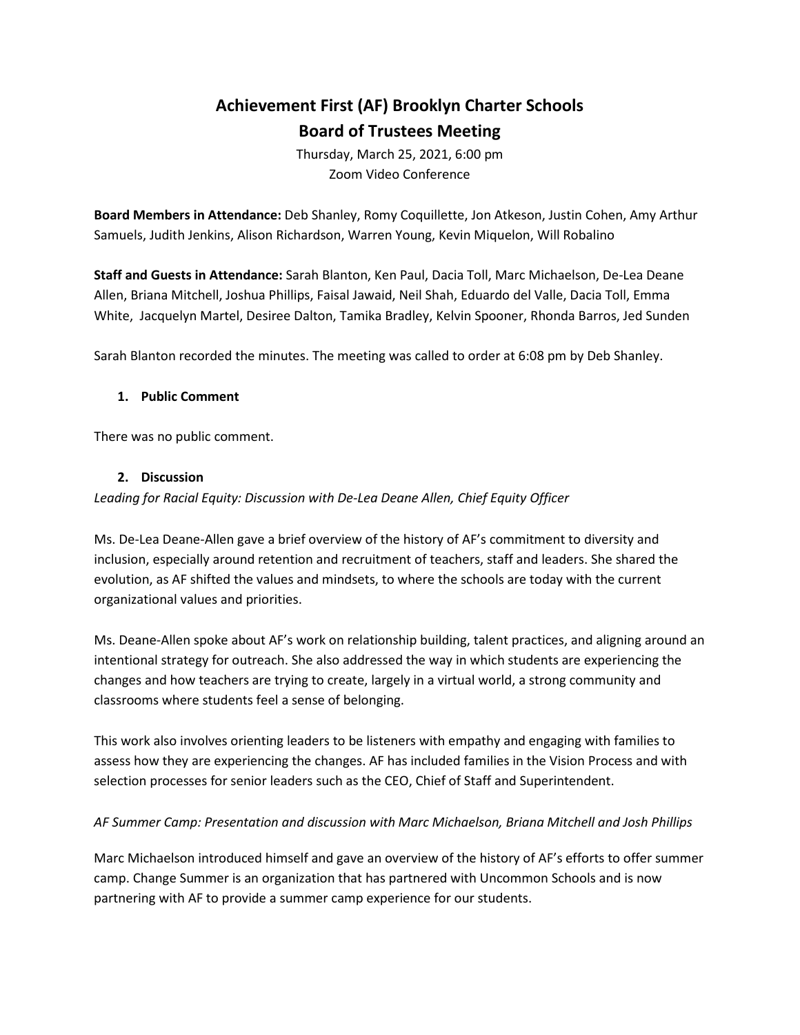# Achievement First (AF) Brooklyn Charter Schools
# Board of Trustees Meeting

Thursday, March 25, 2021, 6:00 pm
Zoom Video Conference

**Board Members in Attendance:** Deb Shanley, Romy Coquillette, Jon Atkeson, Justin Cohen, Amy Arthur Samuels, Judith Jenkins, Alison Richardson, Warren Young, Kevin Miquelon, Will Robalino

**Staff and Guests in Attendance:** Sarah Blanton, Ken Paul, Dacia Toll, Marc Michaelson, De-Lea Deane Allen, Briana Mitchell, Joshua Phillips, Faisal Jawaid, Neil Shah, Eduardo del Valle, Dacia Toll, Emma White, Jacquelyn Martel, Desiree Dalton, Tamika Bradley, Kelvin Spooner, Rhonda Barros, Jed Sunden

Sarah Blanton recorded the minutes. The meeting was called to order at 6:08 pm by Deb Shanley.

1. **Public Comment**

There was no public comment.

2. **Discussion**

*Leading for Racial Equity: Discussion with De-Lea Deane Allen, Chief Equity Officer*

Ms. De-Lea Deane-Allen gave a brief overview of the history of AF's commitment to diversity and inclusion, especially around retention and recruitment of teachers, staff and leaders. She shared the evolution, as AF shifted the values and mindsets, to where the schools are today with the current organizational values and priorities.

Ms. Deane-Allen spoke about AF's work on relationship building, talent practices, and aligning around an intentional strategy for outreach. She also addressed the way in which students are experiencing the changes and how teachers are trying to create, largely in a virtual world, a strong community and classrooms where students feel a sense of belonging.

This work also involves orienting leaders to be listeners with empathy and engaging with families to assess how they are experiencing the changes. AF has included families in the Vision Process and with selection processes for senior leaders such as the CEO, Chief of Staff and Superintendent.

*AF Summer Camp: Presentation and discussion with Marc Michaelson, Briana Mitchell and Josh Phillips*

Marc Michaelson introduced himself and gave an overview of the history of AF's efforts to offer summer camp. Change Summer is an organization that has partnered with Uncommon Schools and is now partnering with AF to provide a summer camp experience for our students.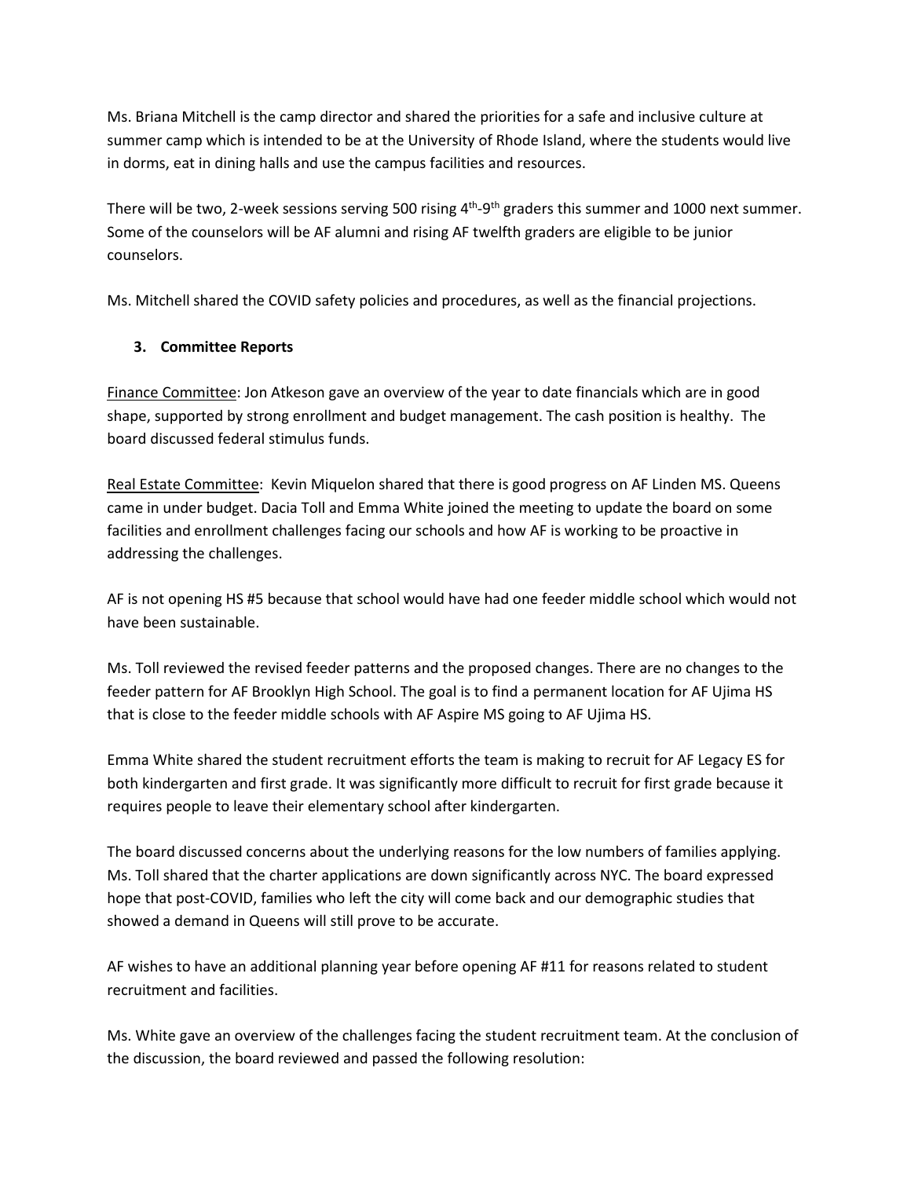Ms. Briana Mitchell is the camp director and shared the priorities for a safe and inclusive culture at summer camp which is intended to be at the University of Rhode Island, where the students would live in dorms, eat in dining halls and use the campus facilities and resources.

There will be two, 2-week sessions serving 500 rising 4th-9th graders this summer and 1000 next summer. Some of the counselors will be AF alumni and rising AF twelfth graders are eligible to be junior counselors.

Ms. Mitchell shared the COVID safety policies and procedures, as well as the financial projections.

### 3. Committee Reports

Finance Committee: Jon Atkeson gave an overview of the year to date financials which are in good shape, supported by strong enrollment and budget management. The cash position is healthy. The board discussed federal stimulus funds.

Real Estate Committee: Kevin Miquelon shared that there is good progress on AF Linden MS. Queens came in under budget. Dacia Toll and Emma White joined the meeting to update the board on some facilities and enrollment challenges facing our schools and how AF is working to be proactive in addressing the challenges.

AF is not opening HS #5 because that school would have had one feeder middle school which would not have been sustainable.

Ms. Toll reviewed the revised feeder patterns and the proposed changes. There are no changes to the feeder pattern for AF Brooklyn High School. The goal is to find a permanent location for AF Ujima HS that is close to the feeder middle schools with AF Aspire MS going to AF Ujima HS.

Emma White shared the student recruitment efforts the team is making to recruit for AF Legacy ES for both kindergarten and first grade. It was significantly more difficult to recruit for first grade because it requires people to leave their elementary school after kindergarten.

The board discussed concerns about the underlying reasons for the low numbers of families applying. Ms. Toll shared that the charter applications are down significantly across NYC. The board expressed hope that post-COVID, families who left the city will come back and our demographic studies that showed a demand in Queens will still prove to be accurate.

AF wishes to have an additional planning year before opening AF #11 for reasons related to student recruitment and facilities.

Ms. White gave an overview of the challenges facing the student recruitment team. At the conclusion of the discussion, the board reviewed and passed the following resolution: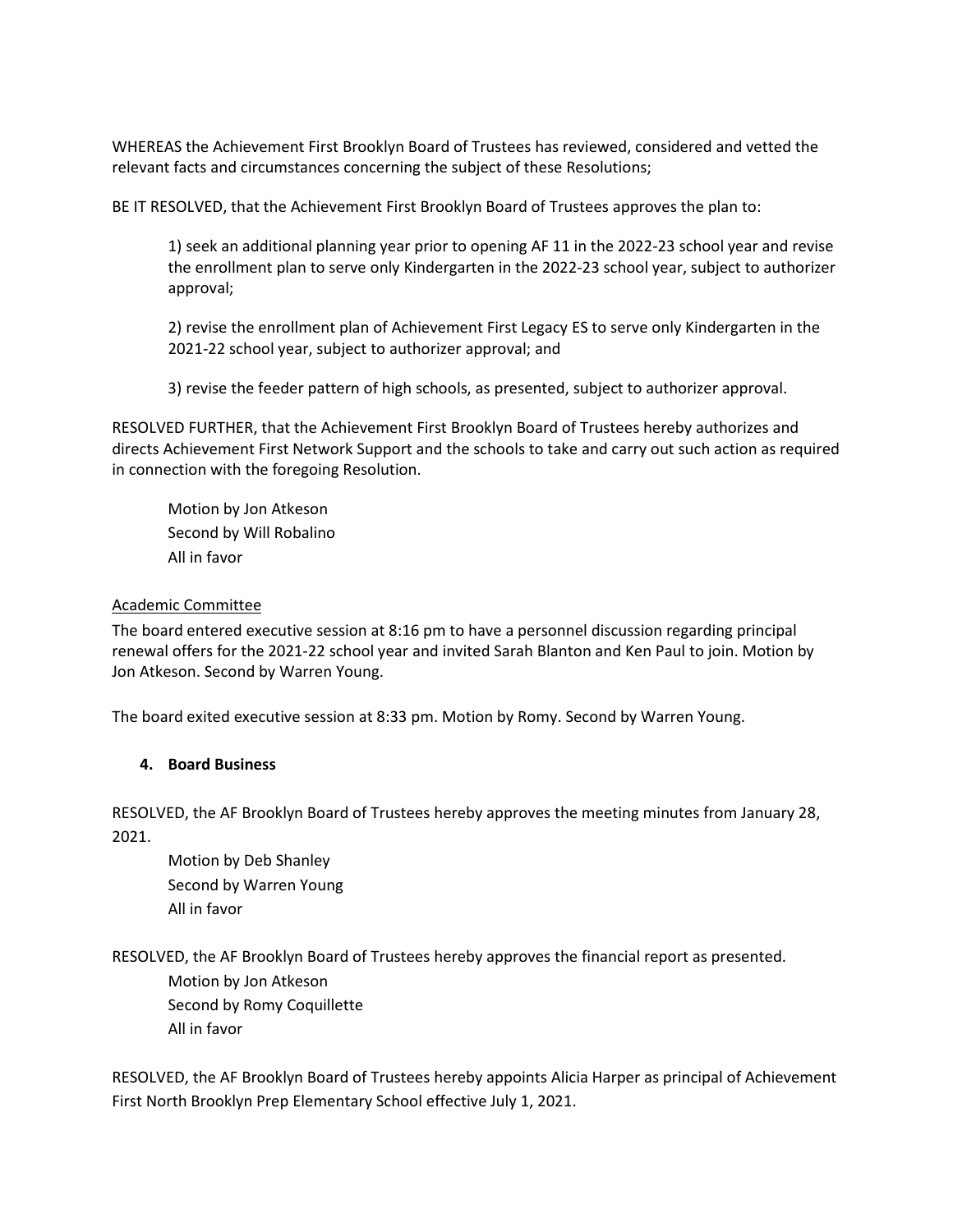WHEREAS the Achievement First Brooklyn Board of Trustees has reviewed, considered and vetted the relevant facts and circumstances concerning the subject of these Resolutions;

BE IT RESOLVED, that the Achievement First Brooklyn Board of Trustees approves the plan to:

1) seek an additional planning year prior to opening AF 11 in the 2022-23 school year and revise the enrollment plan to serve only Kindergarten in the 2022-23 school year, subject to authorizer approval;

2) revise the enrollment plan of Achievement First Legacy ES to serve only Kindergarten in the 2021-22 school year, subject to authorizer approval; and

3) revise the feeder pattern of high schools, as presented, subject to authorizer approval.

RESOLVED FURTHER, that the Achievement First Brooklyn Board of Trustees hereby authorizes and directs Achievement First Network Support and the schools to take and carry out such action as required in connection with the foregoing Resolution.

Motion by Jon Atkeson
Second by Will Robalino
All in favor

Academic Committee

The board entered executive session at 8:16 pm to have a personnel discussion regarding principal renewal offers for the 2021-22 school year and invited Sarah Blanton and Ken Paul to join. Motion by Jon Atkeson. Second by Warren Young.

The board exited executive session at 8:33 pm. Motion by Romy. Second by Warren Young.

**4. Board Business**

RESOLVED, the AF Brooklyn Board of Trustees hereby approves the meeting minutes from January 28, 2021.

Motion by Deb Shanley
Second by Warren Young
All in favor

RESOLVED, the AF Brooklyn Board of Trustees hereby approves the financial report as presented.

Motion by Jon Atkeson
Second by Romy Coquillette
All in favor

RESOLVED, the AF Brooklyn Board of Trustees hereby appoints Alicia Harper as principal of Achievement First North Brooklyn Prep Elementary School effective July 1, 2021.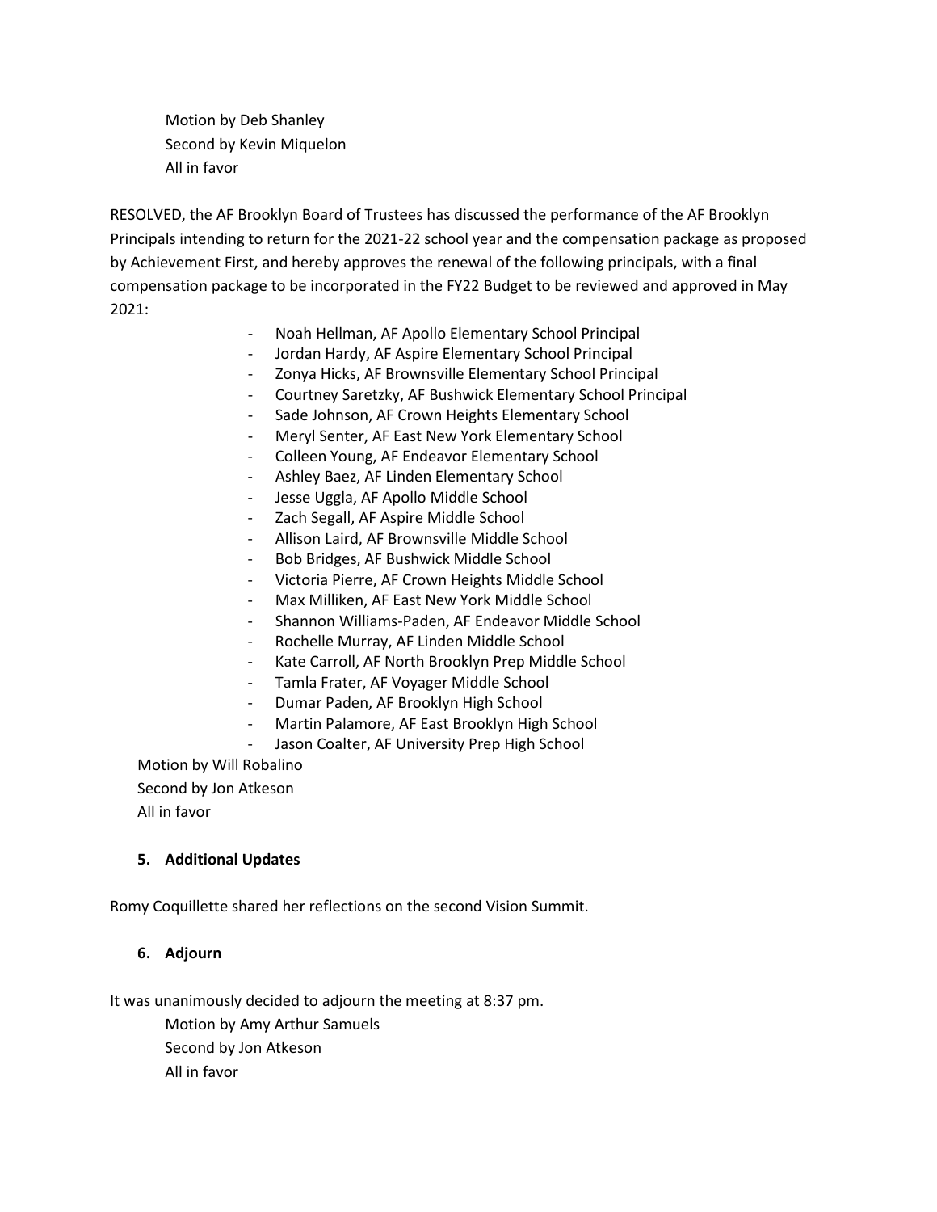Motion by Deb Shanley
Second by Kevin Miquelon
All in favor

RESOLVED, the AF Brooklyn Board of Trustees has discussed the performance of the AF Brooklyn Principals intending to return for the 2021-22 school year and the compensation package as proposed by Achievement First, and hereby approves the renewal of the following principals, with a final compensation package to be incorporated in the FY22 Budget to be reviewed and approved in May 2021:

- Noah Hellman, AF Apollo Elementary School Principal
- Jordan Hardy, AF Aspire Elementary School Principal
- Zonya Hicks, AF Brownsville Elementary School Principal
- Courtney Saretzky, AF Bushwick Elementary School Principal
- Sade Johnson, AF Crown Heights Elementary School
- Meryl Senter, AF East New York Elementary School
- Colleen Young, AF Endeavor Elementary School
- Ashley Baez, AF Linden Elementary School
- Jesse Uggla, AF Apollo Middle School
- Zach Segall, AF Aspire Middle School
- Allison Laird, AF Brownsville Middle School
- Bob Bridges, AF Bushwick Middle School
- Victoria Pierre, AF Crown Heights Middle School
- Max Milliken, AF East New York Middle School
- Shannon Williams-Paden, AF Endeavor Middle School
- Rochelle Murray, AF Linden Middle School
- Kate Carroll, AF North Brooklyn Prep Middle School
- Tamla Frater, AF Voyager Middle School
- Dumar Paden, AF Brooklyn High School
- Martin Palamore, AF East Brooklyn High School
- Jason Coalter, AF University Prep High School

Motion by Will Robalino
Second by Jon Atkeson
All in favor

**5. Additional Updates**

Romy Coquillette shared her reflections on the second Vision Summit.

**6. Adjourn**

It was unanimously decided to adjourn the meeting at 8:37 pm.

Motion by Amy Arthur Samuels
Second by Jon Atkeson
All in favor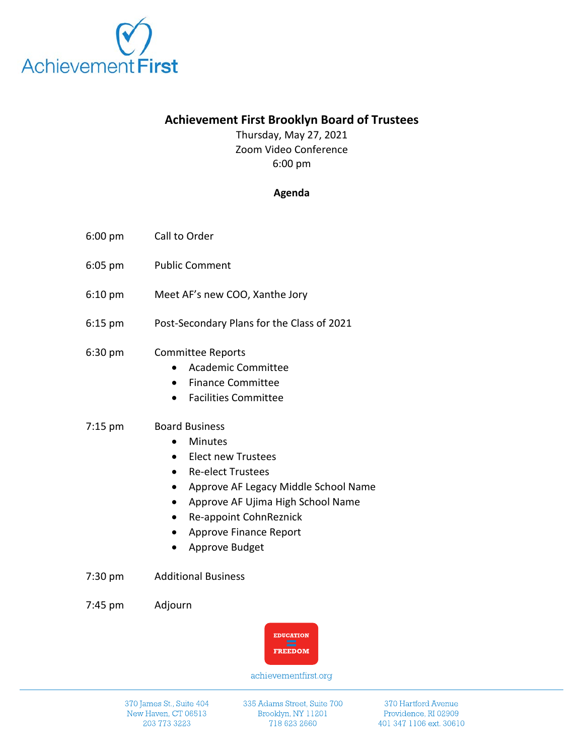Achievement First

## Achievement First Brooklyn Board of Trustees

Thursday, May 27, 2021
Zoom Video Conference
6:00 pm

### Agenda

6:00 pm Call to Order

6:05 pm Public Comment

6:10 pm Meet AF's new COO, Xanthe Jory

6:15 pm Post-Secondary Plans for the Class of 2021

6:30 pm Committee Reports

- Academic Committee
- Finance Committee
- Facilities Committee

7:15 pm Board Business

- Minutes
- Elect new Trustees
- Re-elect Trustees
- Approve AF Legacy Middle School Name
- Approve AF Ujima High School Name
- Re-appoint CohnReznick
- Approve Finance Report
- Approve Budget

7:30 pm Additional Business

7:45 pm Adjourn

EDUCATION = FREEDOM

achievementfirst.org

370 James St., Suite 404
New Haven, CT 06513
203 773 3223

335 Adams Street, Suite 700
Brooklyn, NY 11201
718 623 2660

370 Hartford Avenue
Providence, RI 02909
401 347 1106 ext. 30610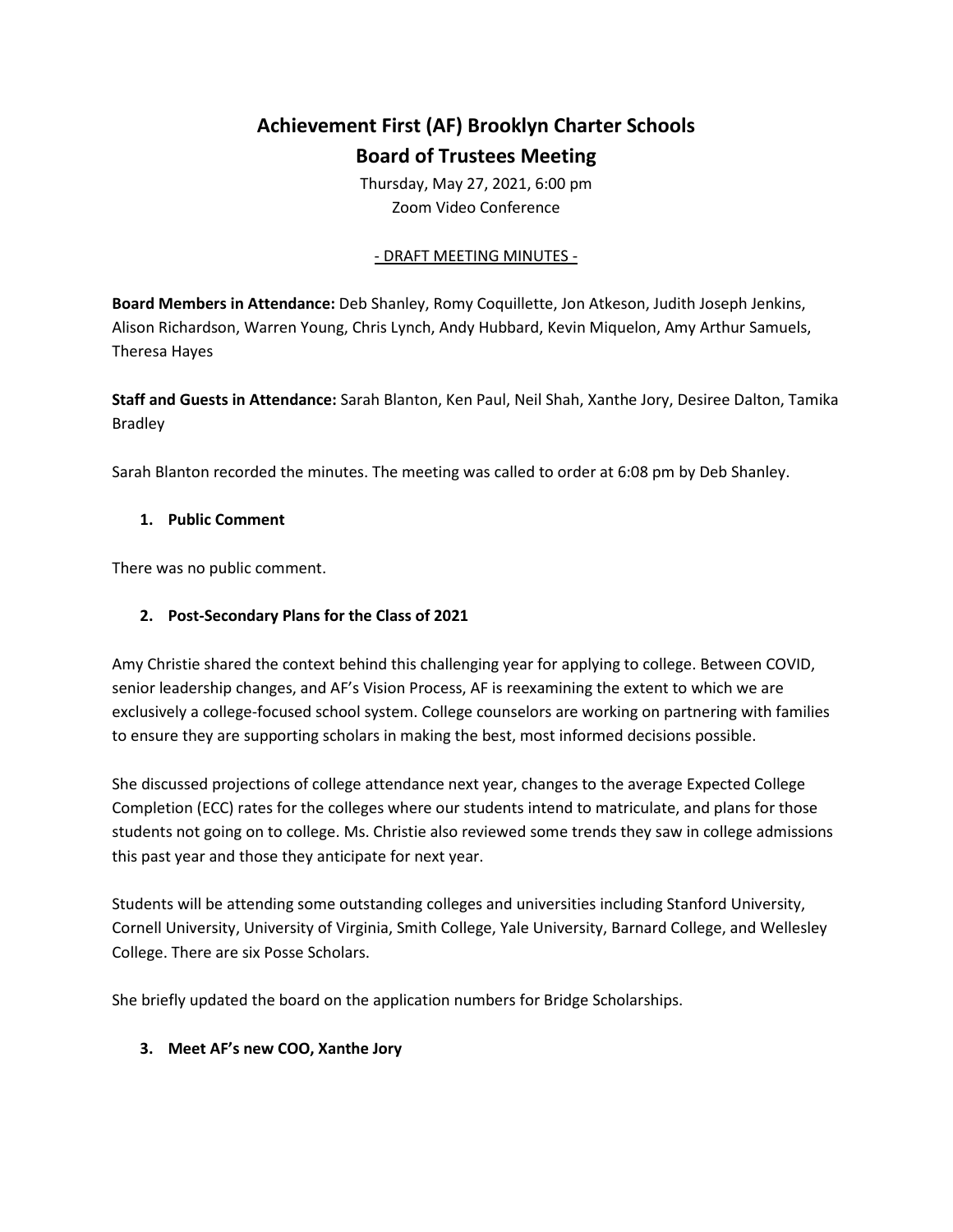# Achievement First (AF) Brooklyn Charter Schools
# Board of Trustees Meeting

Thursday, May 27, 2021, 6:00 pm
Zoom Video Conference

- DRAFT MEETING MINUTES -

**Board Members in Attendance:** Deb Shanley, Romy Coquillette, Jon Atkeson, Judith Joseph Jenkins, Alison Richardson, Warren Young, Chris Lynch, Andy Hubbard, Kevin Miquelon, Amy Arthur Samuels, Theresa Hayes

**Staff and Guests in Attendance:** Sarah Blanton, Ken Paul, Neil Shah, Xanthe Jory, Desiree Dalton, Tamika Bradley

Sarah Blanton recorded the minutes. The meeting was called to order at 6:08 pm by Deb Shanley.

1. **Public Comment**

There was no public comment.

2. **Post-Secondary Plans for the Class of 2021**

Amy Christie shared the context behind this challenging year for applying to college. Between COVID, senior leadership changes, and AF's Vision Process, AF is reexamining the extent to which we are exclusively a college-focused school system. College counselors are working on partnering with families to ensure they are supporting scholars in making the best, most informed decisions possible.

She discussed projections of college attendance next year, changes to the average Expected College Completion (ECC) rates for the colleges where our students intend to matriculate, and plans for those students not going on to college. Ms. Christie also reviewed some trends they saw in college admissions this past year and those they anticipate for next year.

Students will be attending some outstanding colleges and universities including Stanford University, Cornell University, University of Virginia, Smith College, Yale University, Barnard College, and Wellesley College. There are six Posse Scholars.

She briefly updated the board on the application numbers for Bridge Scholarships.

3. **Meet AF's new COO, Xanthe Jory**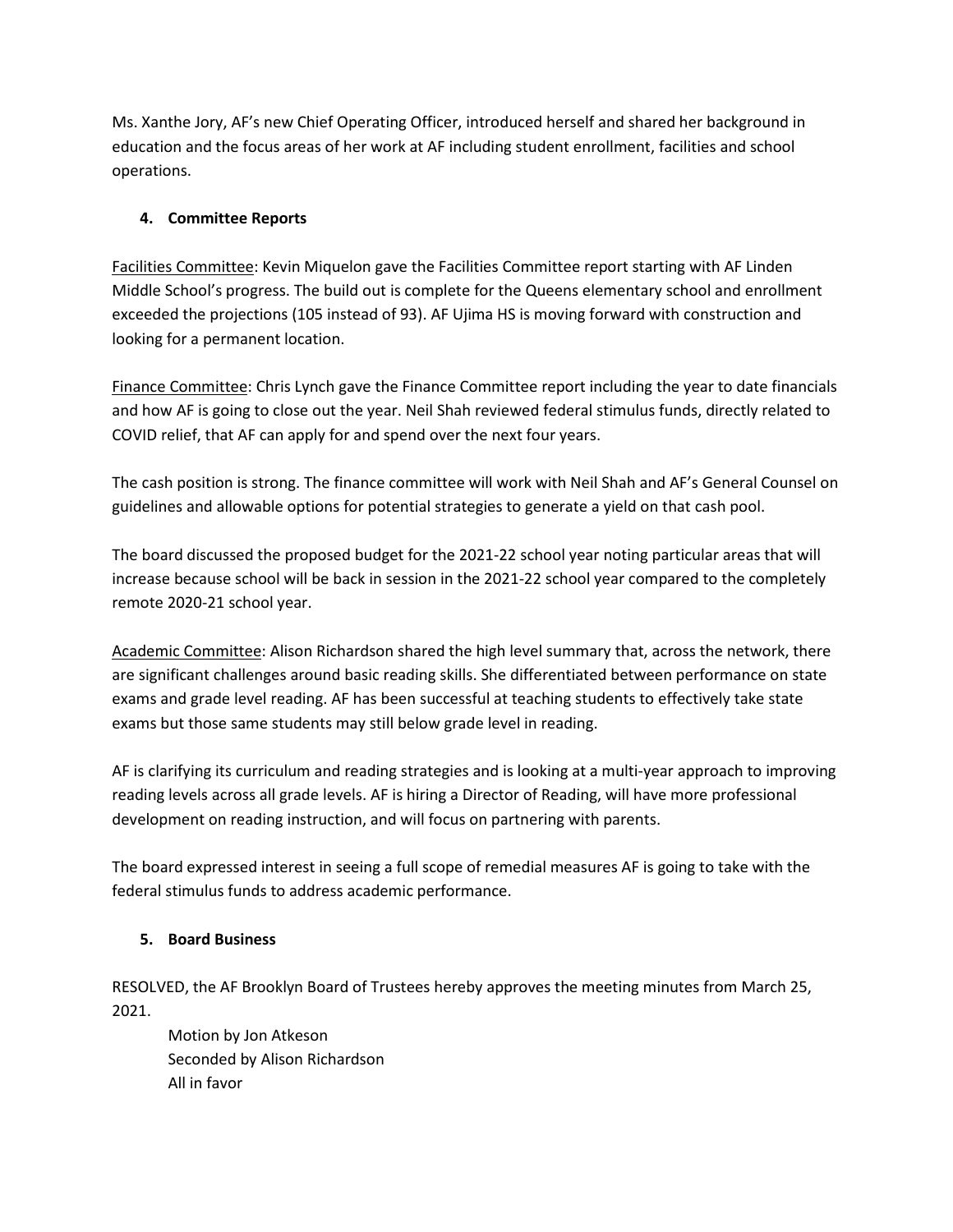Ms. Xanthe Jory, AF's new Chief Operating Officer, introduced herself and shared her background in education and the focus areas of her work at AF including student enrollment, facilities and school operations.

### 4. Committee Reports

Facilities Committee: Kevin Miquelon gave the Facilities Committee report starting with AF Linden Middle School's progress. The build out is complete for the Queens elementary school and enrollment exceeded the projections (105 instead of 93). AF Ujima HS is moving forward with construction and looking for a permanent location.

Finance Committee: Chris Lynch gave the Finance Committee report including the year to date financials and how AF is going to close out the year. Neil Shah reviewed federal stimulus funds, directly related to COVID relief, that AF can apply for and spend over the next four years.

The cash position is strong. The finance committee will work with Neil Shah and AF's General Counsel on guidelines and allowable options for potential strategies to generate a yield on that cash pool.

The board discussed the proposed budget for the 2021-22 school year noting particular areas that will increase because school will be back in session in the 2021-22 school year compared to the completely remote 2020-21 school year.

Academic Committee: Alison Richardson shared the high level summary that, across the network, there are significant challenges around basic reading skills. She differentiated between performance on state exams and grade level reading. AF has been successful at teaching students to effectively take state exams but those same students may still below grade level in reading.

AF is clarifying its curriculum and reading strategies and is looking at a multi-year approach to improving reading levels across all grade levels. AF is hiring a Director of Reading, will have more professional development on reading instruction, and will focus on partnering with parents.

The board expressed interest in seeing a full scope of remedial measures AF is going to take with the federal stimulus funds to address academic performance.

### 5. Board Business

RESOLVED, the AF Brooklyn Board of Trustees hereby approves the meeting minutes from March 25, 2021.

Motion by Jon Atkeson
Seconded by Alison Richardson
All in favor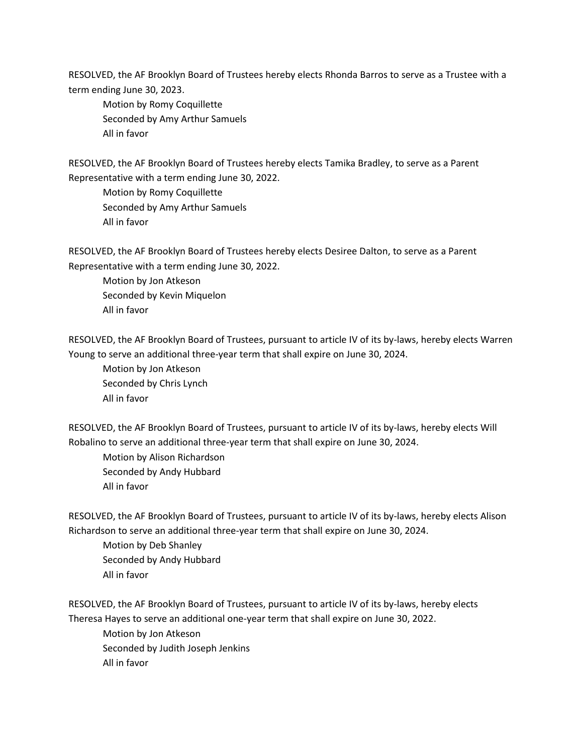RESOLVED, the AF Brooklyn Board of Trustees hereby elects Rhonda Barros to serve as a Trustee with a term ending June 30, 2023.

Motion by Romy Coquillette
Seconded by Amy Arthur Samuels
All in favor

RESOLVED, the AF Brooklyn Board of Trustees hereby elects Tamika Bradley, to serve as a Parent Representative with a term ending June 30, 2022.

Motion by Romy Coquillette
Seconded by Amy Arthur Samuels
All in favor

RESOLVED, the AF Brooklyn Board of Trustees hereby elects Desiree Dalton, to serve as a Parent Representative with a term ending June 30, 2022.

Motion by Jon Atkeson
Seconded by Kevin Miquelon
All in favor

RESOLVED, the AF Brooklyn Board of Trustees, pursuant to article IV of its by-laws, hereby elects Warren Young to serve an additional three-year term that shall expire on June 30, 2024.

Motion by Jon Atkeson
Seconded by Chris Lynch
All in favor

RESOLVED, the AF Brooklyn Board of Trustees, pursuant to article IV of its by-laws, hereby elects Will Robalino to serve an additional three-year term that shall expire on June 30, 2024.

Motion by Alison Richardson
Seconded by Andy Hubbard
All in favor

RESOLVED, the AF Brooklyn Board of Trustees, pursuant to article IV of its by-laws, hereby elects Alison Richardson to serve an additional three-year term that shall expire on June 30, 2024.

Motion by Deb Shanley
Seconded by Andy Hubbard
All in favor

RESOLVED, the AF Brooklyn Board of Trustees, pursuant to article IV of its by-laws, hereby elects Theresa Hayes to serve an additional one-year term that shall expire on June 30, 2022.

Motion by Jon Atkeson
Seconded by Judith Joseph Jenkins
All in favor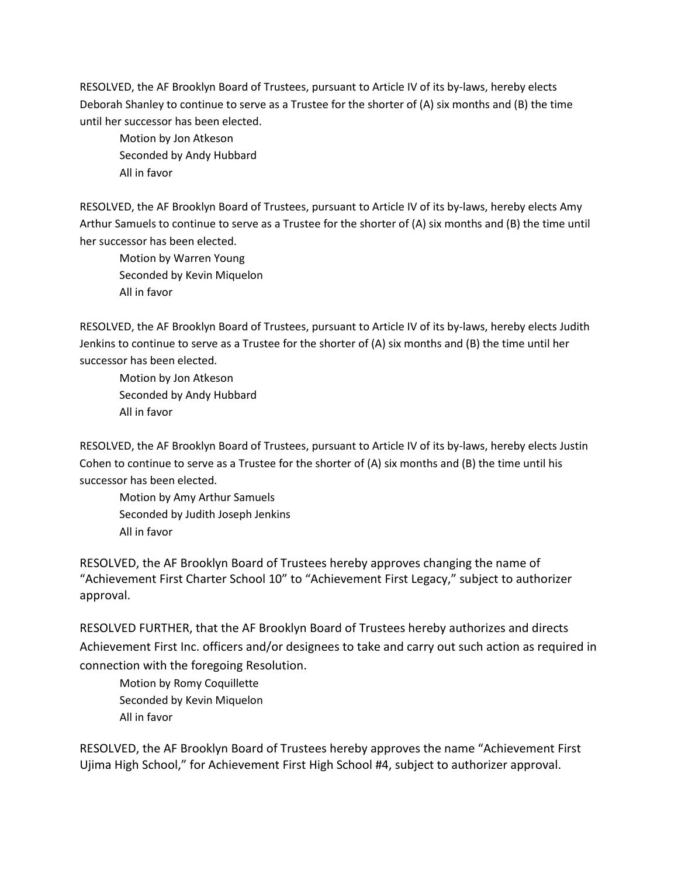RESOLVED, the AF Brooklyn Board of Trustees, pursuant to Article IV of its by-laws, hereby elects Deborah Shanley to continue to serve as a Trustee for the shorter of (A) six months and (B) the time until her successor has been elected.

Motion by Jon Atkeson
Seconded by Andy Hubbard
All in favor

RESOLVED, the AF Brooklyn Board of Trustees, pursuant to Article IV of its by-laws, hereby elects Amy Arthur Samuels to continue to serve as a Trustee for the shorter of (A) six months and (B) the time until her successor has been elected.

Motion by Warren Young
Seconded by Kevin Miquelon
All in favor

RESOLVED, the AF Brooklyn Board of Trustees, pursuant to Article IV of its by-laws, hereby elects Judith Jenkins to continue to serve as a Trustee for the shorter of (A) six months and (B) the time until her successor has been elected.

Motion by Jon Atkeson
Seconded by Andy Hubbard
All in favor

RESOLVED, the AF Brooklyn Board of Trustees, pursuant to Article IV of its by-laws, hereby elects Justin Cohen to continue to serve as a Trustee for the shorter of (A) six months and (B) the time until his successor has been elected.

Motion by Amy Arthur Samuels
Seconded by Judith Joseph Jenkins
All in favor

RESOLVED, the AF Brooklyn Board of Trustees hereby approves changing the name of "Achievement First Charter School 10" to "Achievement First Legacy," subject to authorizer approval.

RESOLVED FURTHER, that the AF Brooklyn Board of Trustees hereby authorizes and directs Achievement First Inc. officers and/or designees to take and carry out such action as required in connection with the foregoing Resolution.

Motion by Romy Coquillette
Seconded by Kevin Miquelon
All in favor

RESOLVED, the AF Brooklyn Board of Trustees hereby approves the name "Achievement First Ujima High School," for Achievement First High School #4, subject to authorizer approval.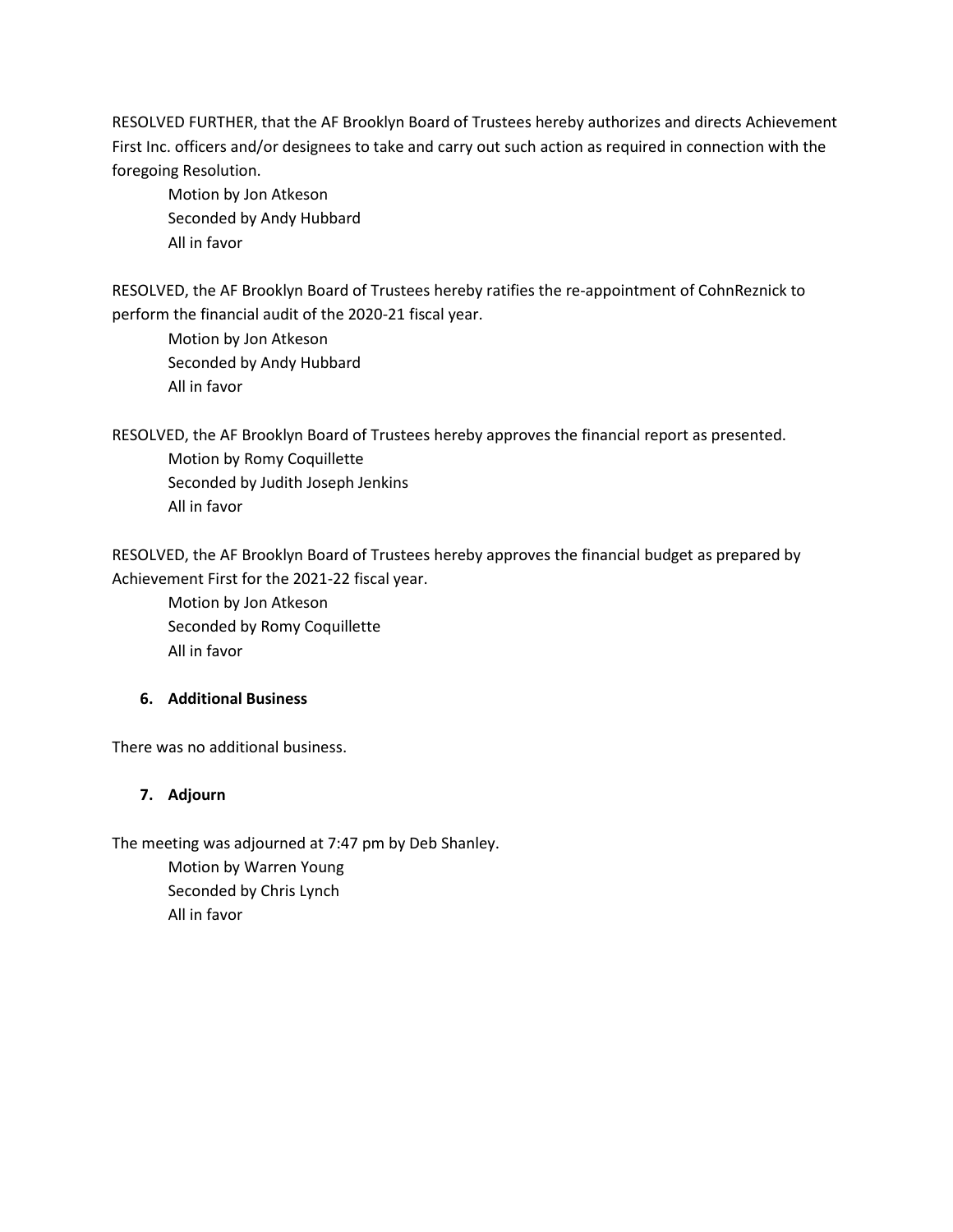RESOLVED FURTHER, that the AF Brooklyn Board of Trustees hereby authorizes and directs Achievement First Inc. officers and/or designees to take and carry out such action as required in connection with the foregoing Resolution.

Motion by Jon Atkeson
Seconded by Andy Hubbard
All in favor

RESOLVED, the AF Brooklyn Board of Trustees hereby ratifies the re-appointment of CohnReznick to perform the financial audit of the 2020-21 fiscal year.

Motion by Jon Atkeson
Seconded by Andy Hubbard
All in favor

RESOLVED, the AF Brooklyn Board of Trustees hereby approves the financial report as presented.

Motion by Romy Coquillette
Seconded by Judith Joseph Jenkins
All in favor

RESOLVED, the AF Brooklyn Board of Trustees hereby approves the financial budget as prepared by Achievement First for the 2021-22 fiscal year.

Motion by Jon Atkeson
Seconded by Romy Coquillette
All in favor

**6. Additional Business**

There was no additional business.

**7. Adjourn**

The meeting was adjourned at 7:47 pm by Deb Shanley.

Motion by Warren Young
Seconded by Chris Lynch
All in favor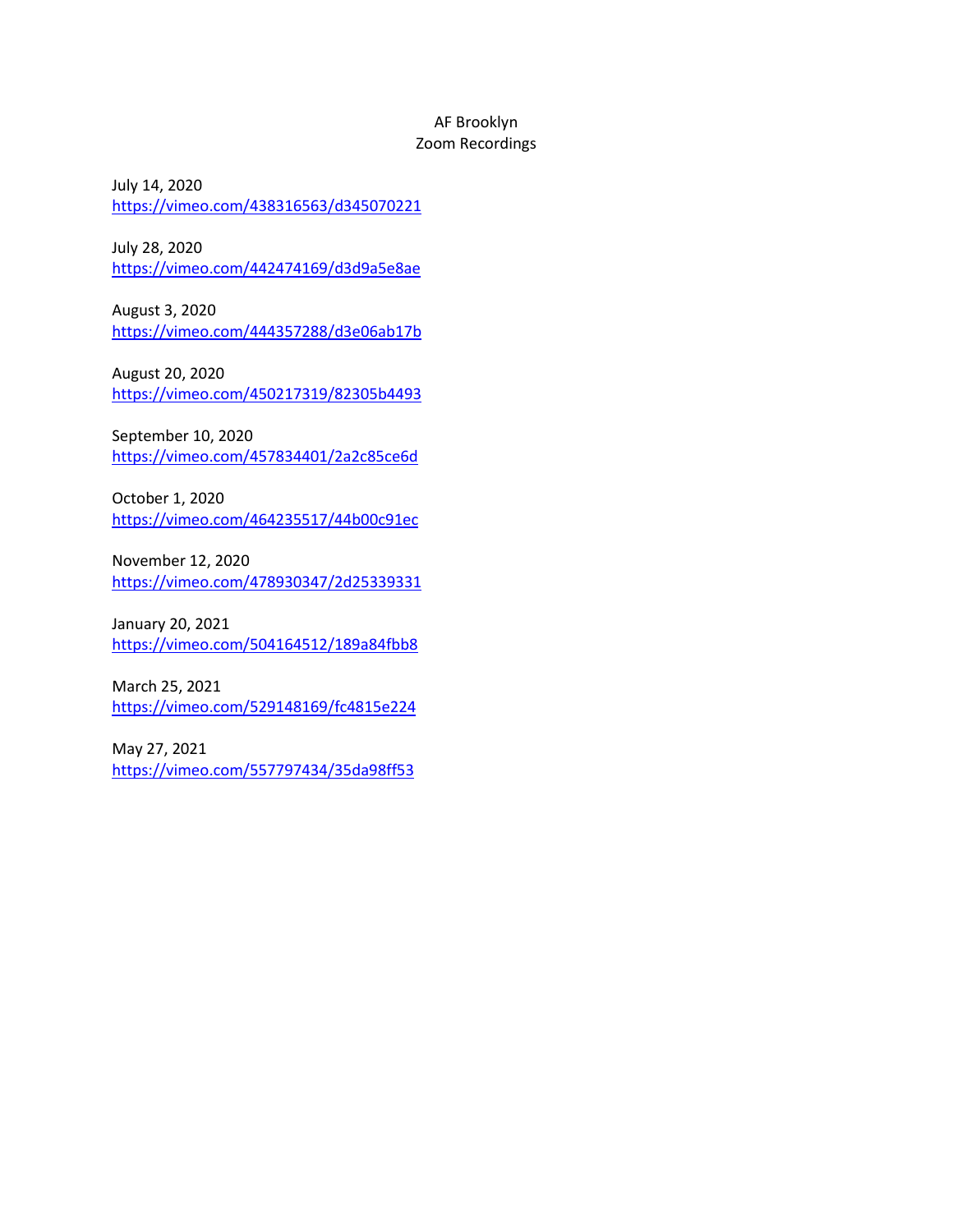AF Brooklyn
Zoom Recordings

July 14, 2020
https://vimeo.com/438316563/d345070221

July 28, 2020
https://vimeo.com/442474169/d3d9a5e8ae

August 3, 2020
https://vimeo.com/444357288/d3e06ab17b

August 20, 2020
https://vimeo.com/450217319/82305b4493

September 10, 2020
https://vimeo.com/457834401/2a2c85ce6d

October 1, 2020
https://vimeo.com/464235517/44b00c91ec

November 12, 2020
https://vimeo.com/478930347/2d25339331

January 20, 2021
https://vimeo.com/504164512/189a84fbb8

March 25, 2021
https://vimeo.com/529148169/fc4815e224

May 27, 2021
https://vimeo.com/557797434/35da98ff53